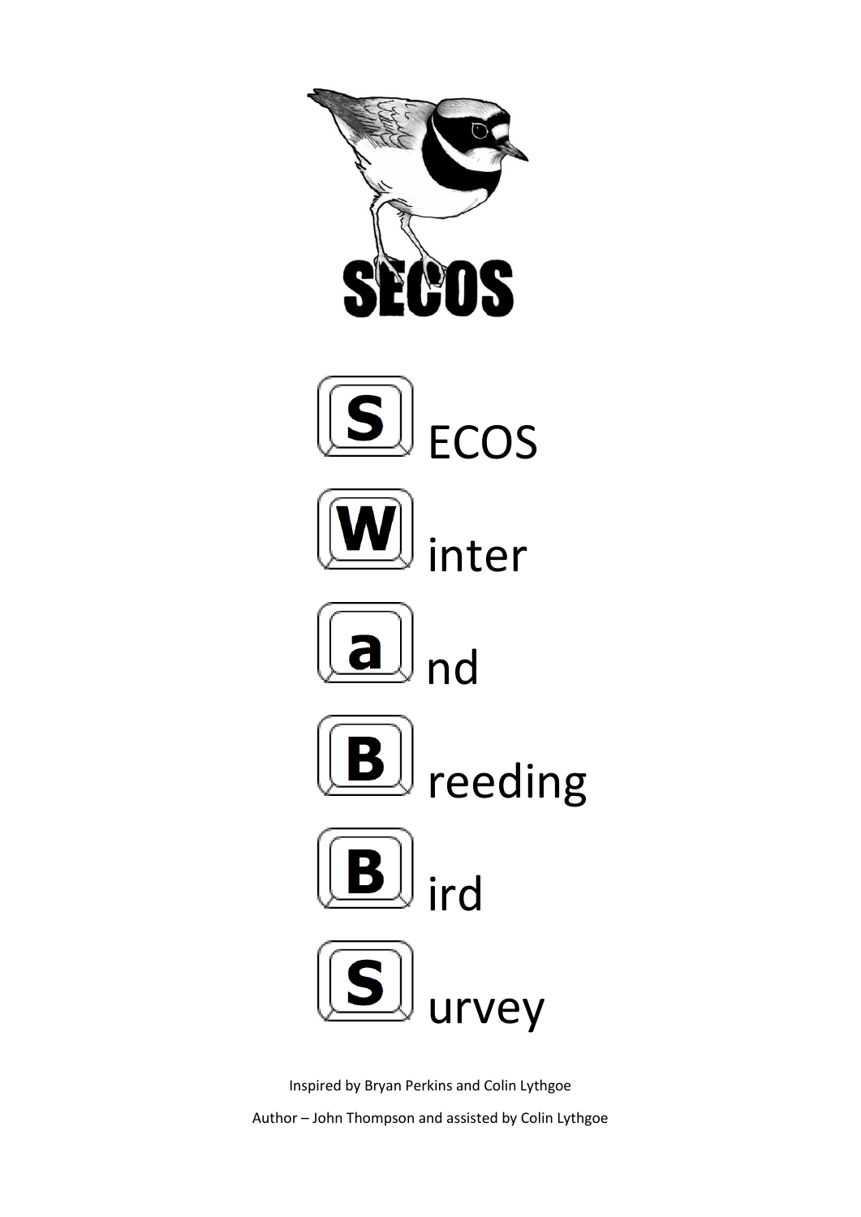SECOS

**S**ECOS

**W**inter

**a**nd

**B**reeding

**B**ird

**S**urvey

Inspired by Bryan Perkins and Colin Lythgoe

Author – John Thompson and assisted by Colin Lythgoe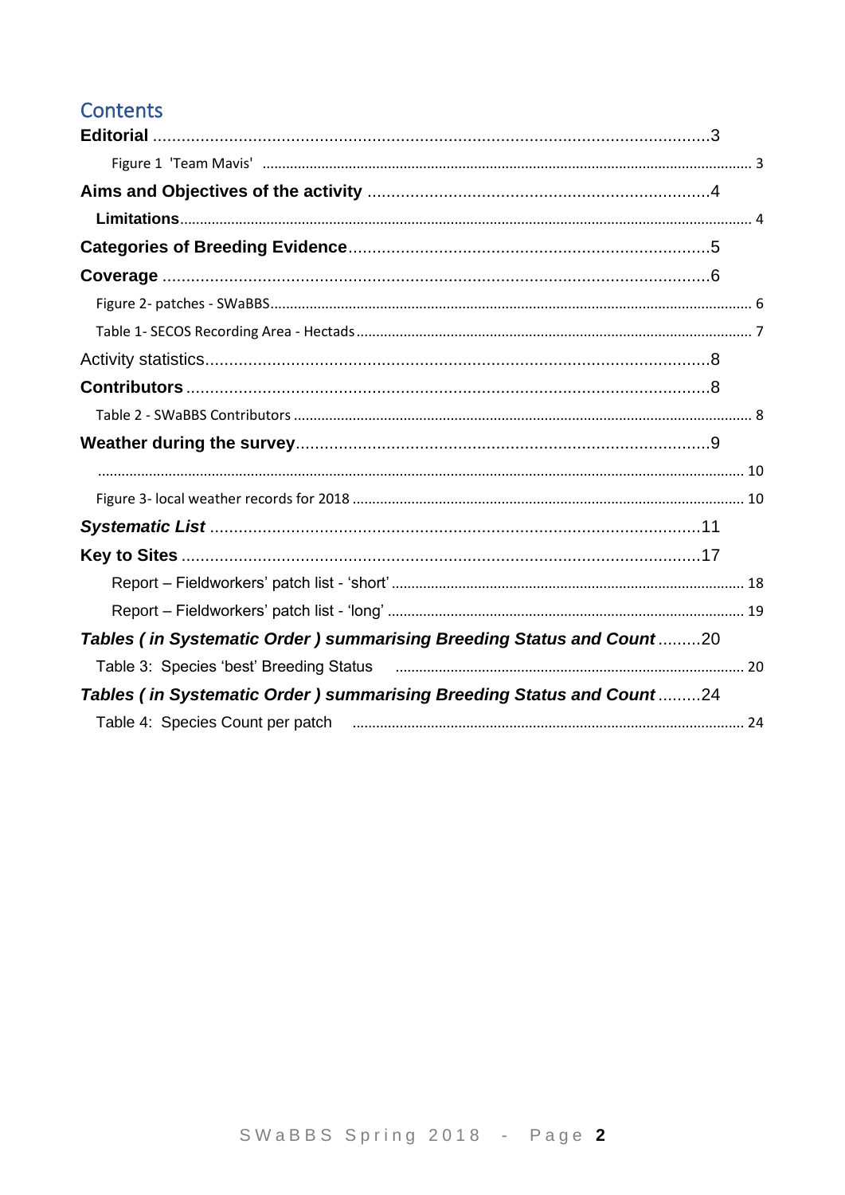# Contents

**Editorial** .................................................................................................................3

Figure 1 'Team Mavis' .................................................................................................................. 3

**Aims and Objectives of the activity** ........................................................................4

**Limitations**....................................................................................................................................... 4

**Categories of Breeding Evidence**...........................................................................5

**Coverage** ..................................................................................................................6

Figure 2- patches - SWaBBS.......................................................................................................... 6

Table 1- SECOS Recording Area - Hectads .................................................................................... 7

Activity statistics.........................................................................................................8

**Contributors** .............................................................................................................8

Table 2 - SWaBBS Contributors ..................................................................................................... 8

**Weather during the survey**......................................................................................9

........................................................................................................................................................ 10

Figure 3- local weather records for 2018 ...................................................................................... 10

***Systematic List*** ......................................................................................................11

**Key to Sites** ............................................................................................................17

Report – Fieldworkers' patch list - 'short' ......................................................................... 18

Report – Fieldworkers' patch list - 'long' ........................................................................... 19

***Tables ( in Systematic Order ) summarising Breeding Status and Count*** .........20

Table 3: Species 'best' Breeding Status ............................................................................. 20

***Tables ( in Systematic Order ) summarising Breeding Status and Count*** .........24

Table 4: Species Count per patch ......................................................................................... 24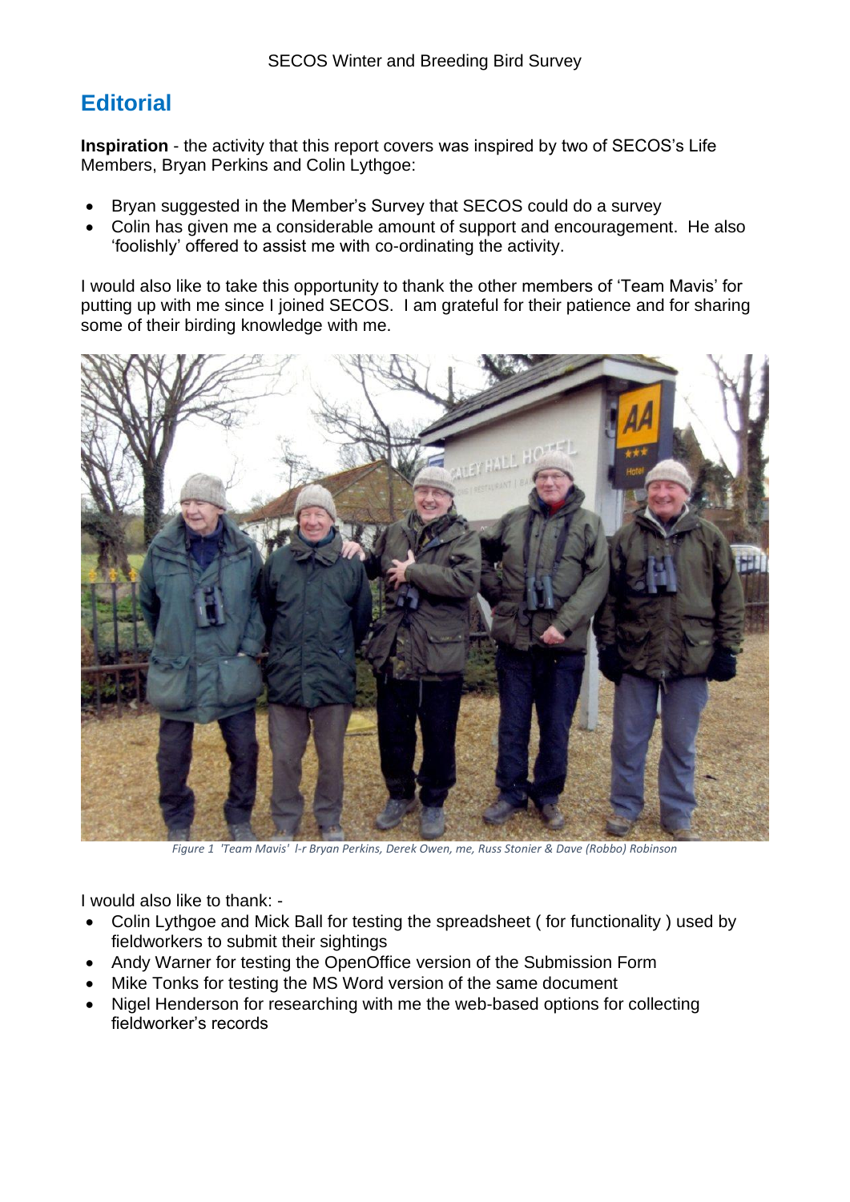## Editorial

**Inspiration** - the activity that this report covers was inspired by two of SECOS's Life Members, Bryan Perkins and Colin Lythgoe:

- Bryan suggested in the Member's Survey that SECOS could do a survey
- Colin has given me a considerable amount of support and encouragement. He also 'foolishly' offered to assist me with co-ordinating the activity.

I would also like to take this opportunity to thank the other members of 'Team Mavis' for putting up with me since I joined SECOS. I am grateful for their patience and for sharing some of their birding knowledge with me.

*Figure 1 'Team Mavis' l-r Bryan Perkins, Derek Owen, me, Russ Stonier & Dave (Robbo) Robinson*

I would also like to thank: -

- Colin Lythgoe and Mick Ball for testing the spreadsheet ( for functionality ) used by fieldworkers to submit their sightings
- Andy Warner for testing the OpenOffice version of the Submission Form
- Mike Tonks for testing the MS Word version of the same document
- Nigel Henderson for researching with me the web-based options for collecting fieldworker's records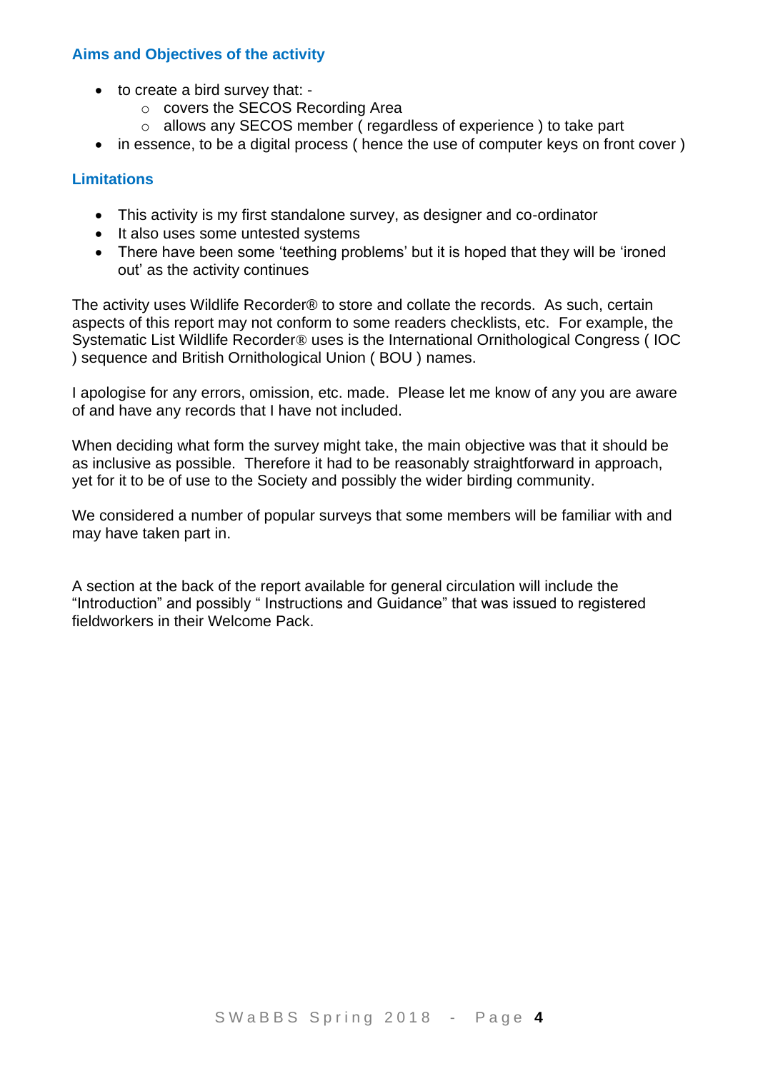## Aims and Objectives of the activity

- to create a bird survey that: -
  - covers the SECOS Recording Area
  - allows any SECOS member ( regardless of experience ) to take part
- in essence, to be a digital process ( hence the use of computer keys on front cover )

## Limitations

- This activity is my first standalone survey, as designer and co-ordinator
- It also uses some untested systems
- There have been some 'teething problems' but it is hoped that they will be 'ironed out' as the activity continues

The activity uses Wildlife Recorder® to store and collate the records. As such, certain aspects of this report may not conform to some readers checklists, etc. For example, the Systematic List Wildlife Recorder® uses is the International Ornithological Congress ( IOC ) sequence and British Ornithological Union ( BOU ) names.

I apologise for any errors, omission, etc. made. Please let me know of any you are aware of and have any records that I have not included.

When deciding what form the survey might take, the main objective was that it should be as inclusive as possible. Therefore it had to be reasonably straightforward in approach, yet for it to be of use to the Society and possibly the wider birding community.

We considered a number of popular surveys that some members will be familiar with and may have taken part in.

A section at the back of the report available for general circulation will include the "Introduction" and possibly " Instructions and Guidance" that was issued to registered fieldworkers in their Welcome Pack.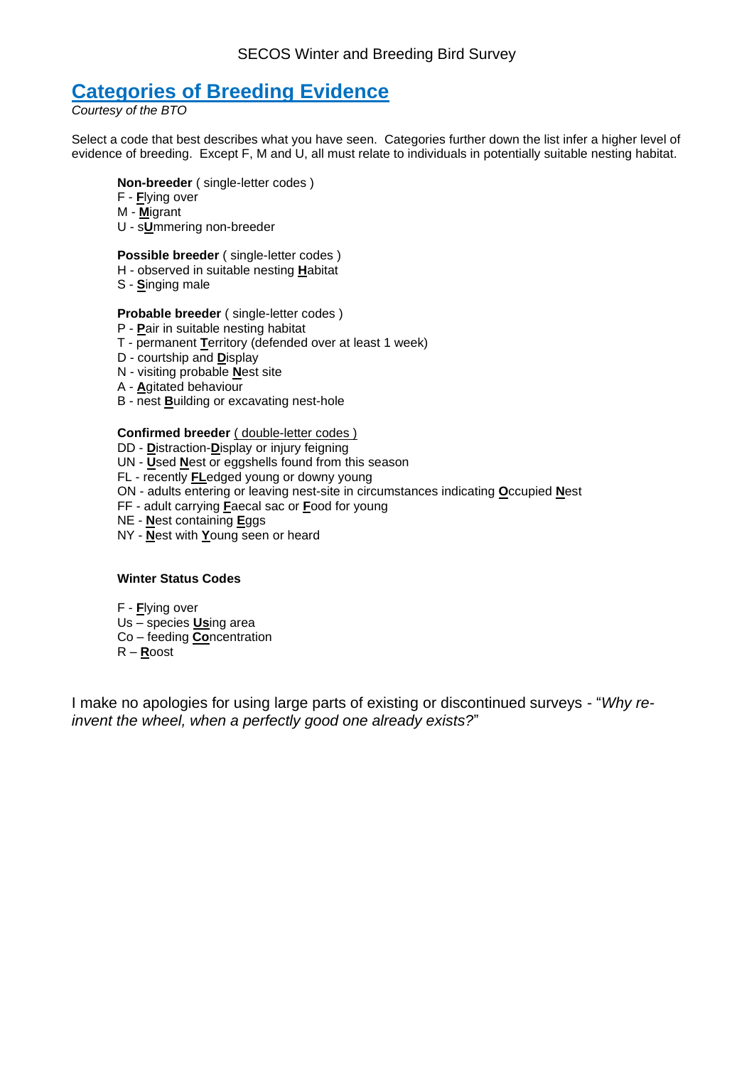# Categories of Breeding Evidence

*Courtesy of the BTO*

Select a code that best describes what you have seen. Categories further down the list infer a higher level of evidence of breeding. Except F, M and U, all must relate to individuals in potentially suitable nesting habitat.

**Non-breeder** ( single-letter codes )
F - **F**lying over
M - **M**igrant
U - s**U**mmering non-breeder

**Possible breeder** ( single-letter codes )
H - observed in suitable nesting **H**abitat
S - **S**inging male

**Probable breeder** ( single-letter codes )
P - **P**air in suitable nesting habitat
T - permanent **T**erritory (defended over at least 1 week)
D - courtship and **D**isplay
N - visiting probable **N**est site
A - **A**gitated behaviour
B - nest **B**uilding or excavating nest-hole

**Confirmed breeder** ( double-letter codes )
DD - **D**istraction-**D**isplay or injury feigning
UN - **U**sed **N**est or eggshells found from this season
FL - recently **FL**edged young or downy young
ON - adults entering or leaving nest-site in circumstances indicating **O**ccupied **N**est
FF - adult carrying **F**aecal sac or **F**ood for young
NE - **N**est containing **E**ggs
NY - **N**est with **Y**oung seen or heard

**Winter Status Codes**

F - **F**lying over
Us – species **Us**ing area
Co – feeding **Co**ncentration
R – **R**oost

I make no apologies for using large parts of existing or discontinued surveys - "*Why re-invent the wheel, when a perfectly good one already exists?*"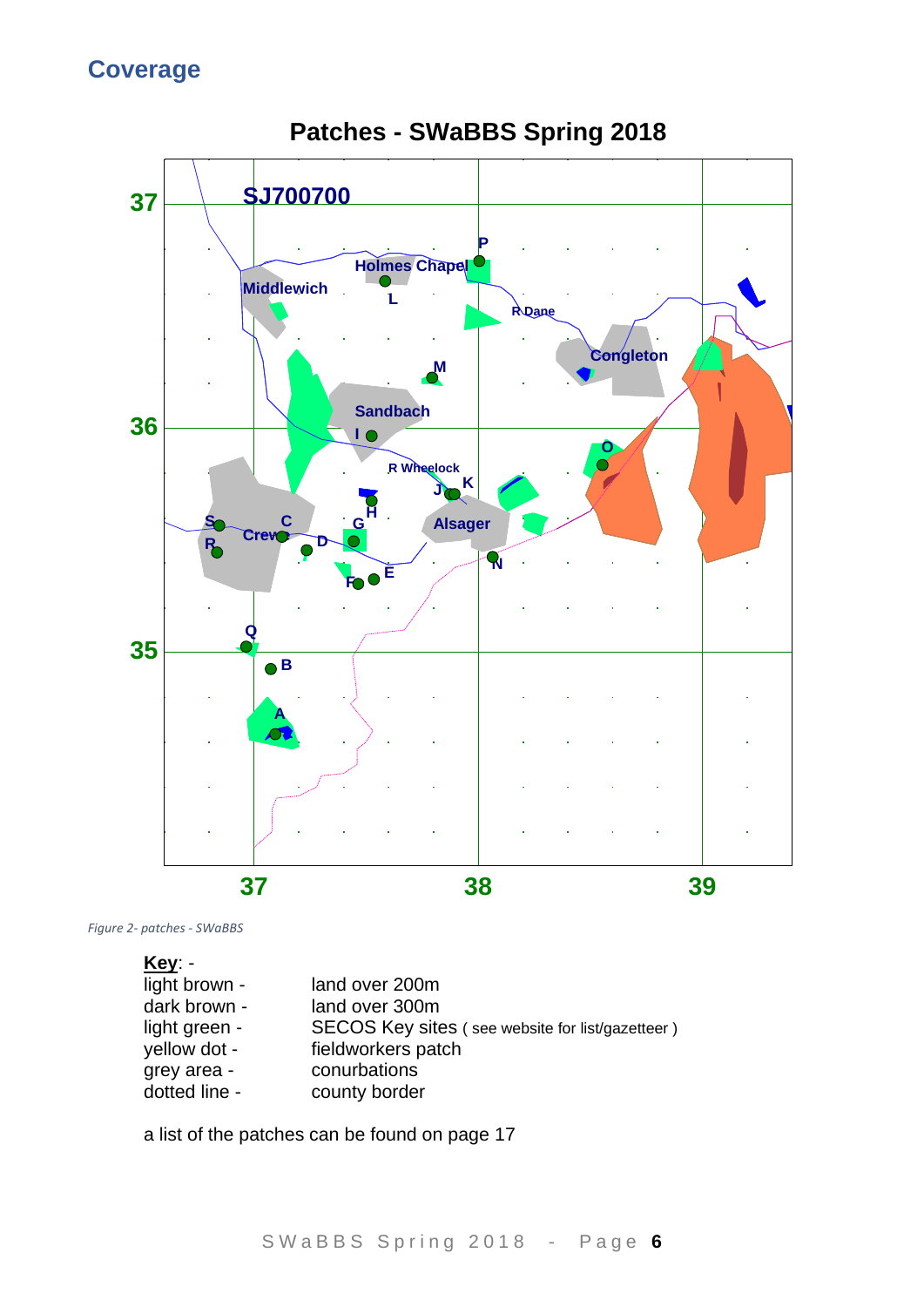## Coverage

**Patches - SWaBBS Spring 2018**

*Figure 2- patches - SWaBBS*

**Key**: -

| | |
|---|---|
| light brown - | land over 200m |
| dark brown - | land over 300m |
| light green - | SECOS Key sites ( see website for list/gazetteer ) |
| yellow dot - | fieldworkers patch |
| grey area - | conurbations |
| dotted line - | county border |

a list of the patches can be found on page 17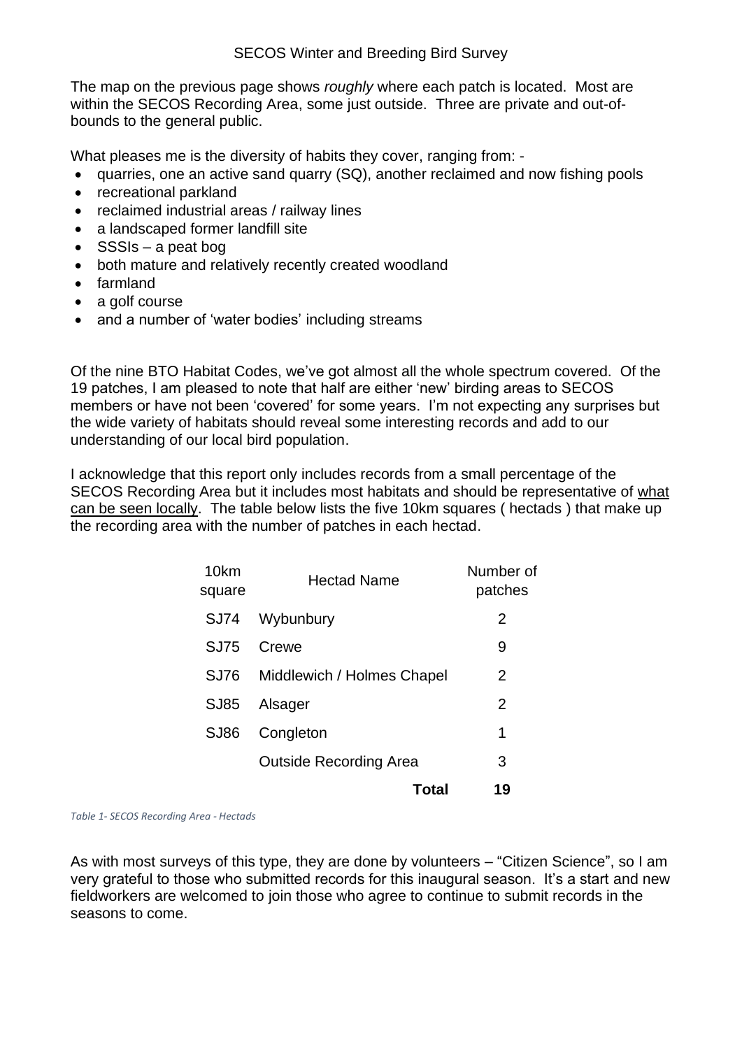The map on the previous page shows *roughly* where each patch is located. Most are within the SECOS Recording Area, some just outside. Three are private and out-of-bounds to the general public.

What pleases me is the diversity of habits they cover, ranging from: -

- quarries, one an active sand quarry (SQ), another reclaimed and now fishing pools
- recreational parkland
- reclaimed industrial areas / railway lines
- a landscaped former landfill site
- SSSIs – a peat bog
- both mature and relatively recently created woodland
- farmland
- a golf course
- and a number of 'water bodies' including streams

Of the nine BTO Habitat Codes, we've got almost all the whole spectrum covered. Of the 19 patches, I am pleased to note that half are either 'new' birding areas to SECOS members or have not been 'covered' for some years. I'm not expecting any surprises but the wide variety of habitats should reveal some interesting records and add to our understanding of our local bird population.

I acknowledge that this report only includes records from a small percentage of the SECOS Recording Area but it includes most habitats and should be representative of <u>what can be seen locally</u>. The table below lists the five 10km squares ( hectads ) that make up the recording area with the number of patches in each hectad.

| 10km square | Hectad Name | Number of patches |
|---|---|---|
| SJ74 | Wybunbury | 2 |
| SJ75 | Crewe | 9 |
| SJ76 | Middlewich / Holmes Chapel | 2 |
| SJ85 | Alsager | 2 |
| SJ86 | Congleton | 1 |
| | Outside Recording Area | 3 |
| | **Total** | **19** |

*Table 1- SECOS Recording Area - Hectads*

As with most surveys of this type, they are done by volunteers – "Citizen Science", so I am very grateful to those who submitted records for this inaugural season. It's a start and new fieldworkers are welcomed to join those who agree to continue to submit records in the seasons to come.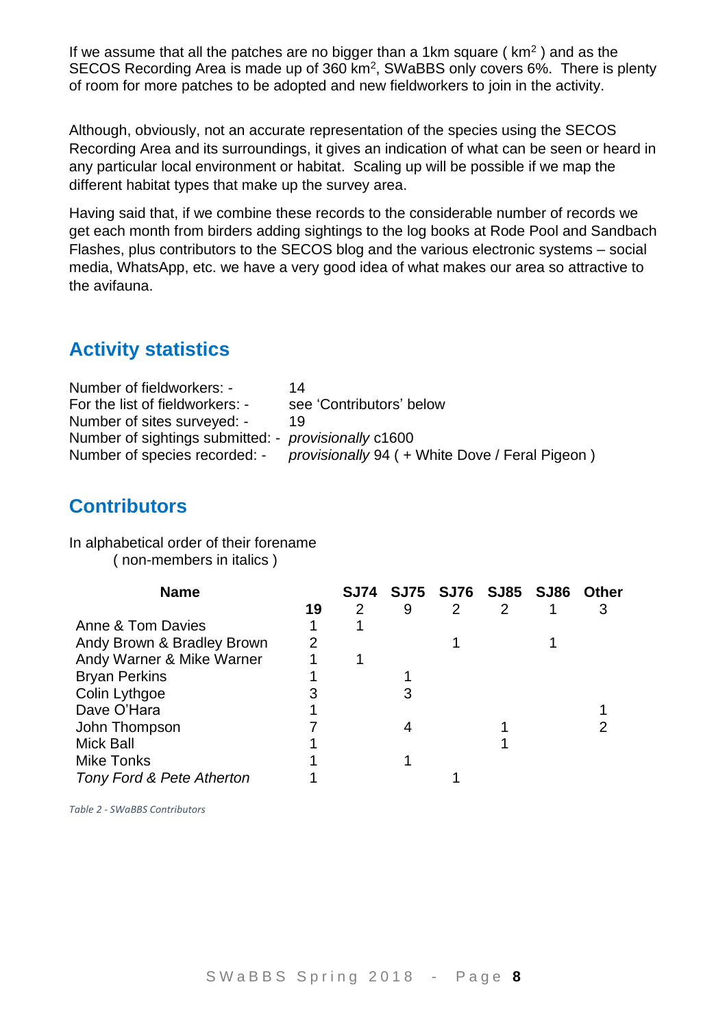If we assume that all the patches are no bigger than a 1km square ( km$^2$ ) and as the SECOS Recording Area is made up of 360 km$^2$, SWaBBS only covers 6%. There is plenty of room for more patches to be adopted and new fieldworkers to join in the activity.

Although, obviously, not an accurate representation of the species using the SECOS Recording Area and its surroundings, it gives an indication of what can be seen or heard in any particular local environment or habitat. Scaling up will be possible if we map the different habitat types that make up the survey area.

Having said that, if we combine these records to the considerable number of records we get each month from birders adding sightings to the log books at Rode Pool and Sandbach Flashes, plus contributors to the SECOS blog and the various electronic systems – social media, WhatsApp, etc. we have a very good idea of what makes our area so attractive to the avifauna.

## Activity statistics

Number of fieldworkers: - 14
For the list of fieldworkers: - see 'Contributors' below
Number of sites surveyed: - 19
Number of sightings submitted: - *provisionally* c1600
Number of species recorded: - *provisionally* 94 ( + White Dove / Feral Pigeon )

## Contributors

In alphabetical order of their forename
( non-members in italics )

| Name | | SJ74 | SJ75 | SJ76 | SJ85 | SJ86 | Other |
|---|---|---|---|---|---|---|---|
| | **19** | 2 | 9 | 2 | 2 | 1 | 3 |
| Anne & Tom Davies | 1 | 1 | | | | | |
| Andy Brown & Bradley Brown | 2 | | | 1 | | 1 | |
| Andy Warner & Mike Warner | 1 | 1 | | | | | |
| Bryan Perkins | 1 | | 1 | | | | |
| Colin Lythgoe | 3 | | 3 | | | | |
| Dave O'Hara | 1 | | | | | | 1 |
| John Thompson | 7 | | 4 | | 1 | | 2 |
| Mick Ball | 1 | | | | 1 | | |
| Mike Tonks | 1 | | 1 | | | | |
| *Tony Ford & Pete Atherton* | 1 | | | 1 | | | |

*Table 2 - SWaBBS Contributors*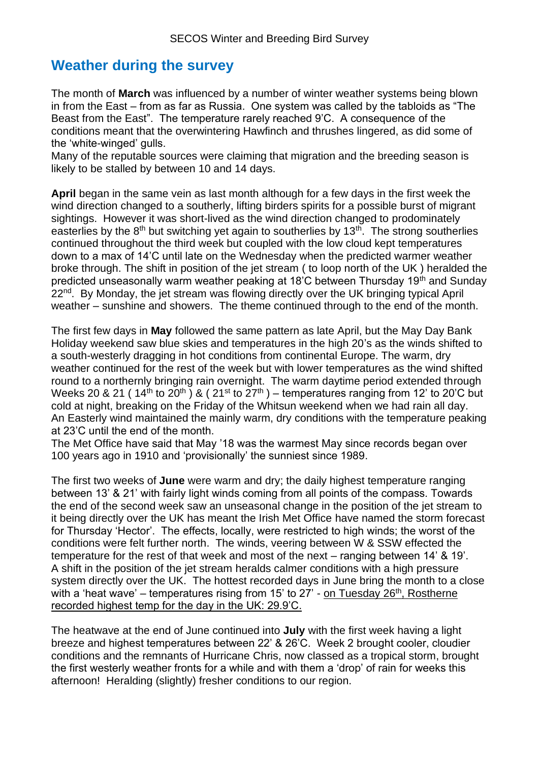## Weather during the survey

The month of **March** was influenced by a number of winter weather systems being blown in from the East – from as far as Russia. One system was called by the tabloids as "The Beast from the East". The temperature rarely reached 9'C. A consequence of the conditions meant that the overwintering Hawfinch and thrushes lingered, as did some of the 'white-winged' gulls.
Many of the reputable sources were claiming that migration and the breeding season is likely to be stalled by between 10 and 14 days.

**April** began in the same vein as last month although for a few days in the first week the wind direction changed to a southerly, lifting birders spirits for a possible burst of migrant sightings. However it was short-lived as the wind direction changed to prodominately easterlies by the 8th but switching yet again to southerlies by 13th. The strong southerlies continued throughout the third week but coupled with the low cloud kept temperatures down to a max of 14'C until late on the Wednesday when the predicted warmer weather broke through. The shift in position of the jet stream ( to loop north of the UK ) heralded the predicted unseasonally warm weather peaking at 18'C between Thursday 19th and Sunday 22nd. By Monday, the jet stream was flowing directly over the UK bringing typical April weather – sunshine and showers. The theme continued through to the end of the month.

The first few days in **May** followed the same pattern as late April, but the May Day Bank Holiday weekend saw blue skies and temperatures in the high 20's as the winds shifted to a south-westerly dragging in hot conditions from continental Europe. The warm, dry weather continued for the rest of the week but with lower temperatures as the wind shifted round to a northernly bringing rain overnight. The warm daytime period extended through Weeks 20 & 21 ( 14th to 20th ) & ( 21st to 27th ) – temperatures ranging from 12' to 20'C but cold at night, breaking on the Friday of the Whitsun weekend when we had rain all day. An Easterly wind maintained the mainly warm, dry conditions with the temperature peaking at 23'C until the end of the month.
The Met Office have said that May '18 was the warmest May since records began over 100 years ago in 1910 and 'provisionally' the sunniest since 1989.

The first two weeks of **June** were warm and dry; the daily highest temperature ranging between 13' & 21' with fairly light winds coming from all points of the compass. Towards the end of the second week saw an unseasonal change in the position of the jet stream to it being directly over the UK has meant the Irish Met Office have named the storm forecast for Thursday 'Hector'. The effects, locally, were restricted to high winds; the worst of the conditions were felt further north. The winds, veering between W & SSW effected the temperature for the rest of that week and most of the next – ranging between 14' & 19'. A shift in the position of the jet stream heralds calmer conditions with a high pressure system directly over the UK. The hottest recorded days in June bring the month to a close with a 'heat wave' – temperatures rising from 15' to 27' - on Tuesday 26th, Rostherne recorded highest temp for the day in the UK: 29.9'C.

The heatwave at the end of June continued into **July** with the first week having a light breeze and highest temperatures between 22' & 26'C. Week 2 brought cooler, cloudier conditions and the remnants of Hurricane Chris, now classed as a tropical storm, brought the first westerly weather fronts for a while and with them a 'drop' of rain for weeks this afternoon! Heralding (slightly) fresher conditions to our region.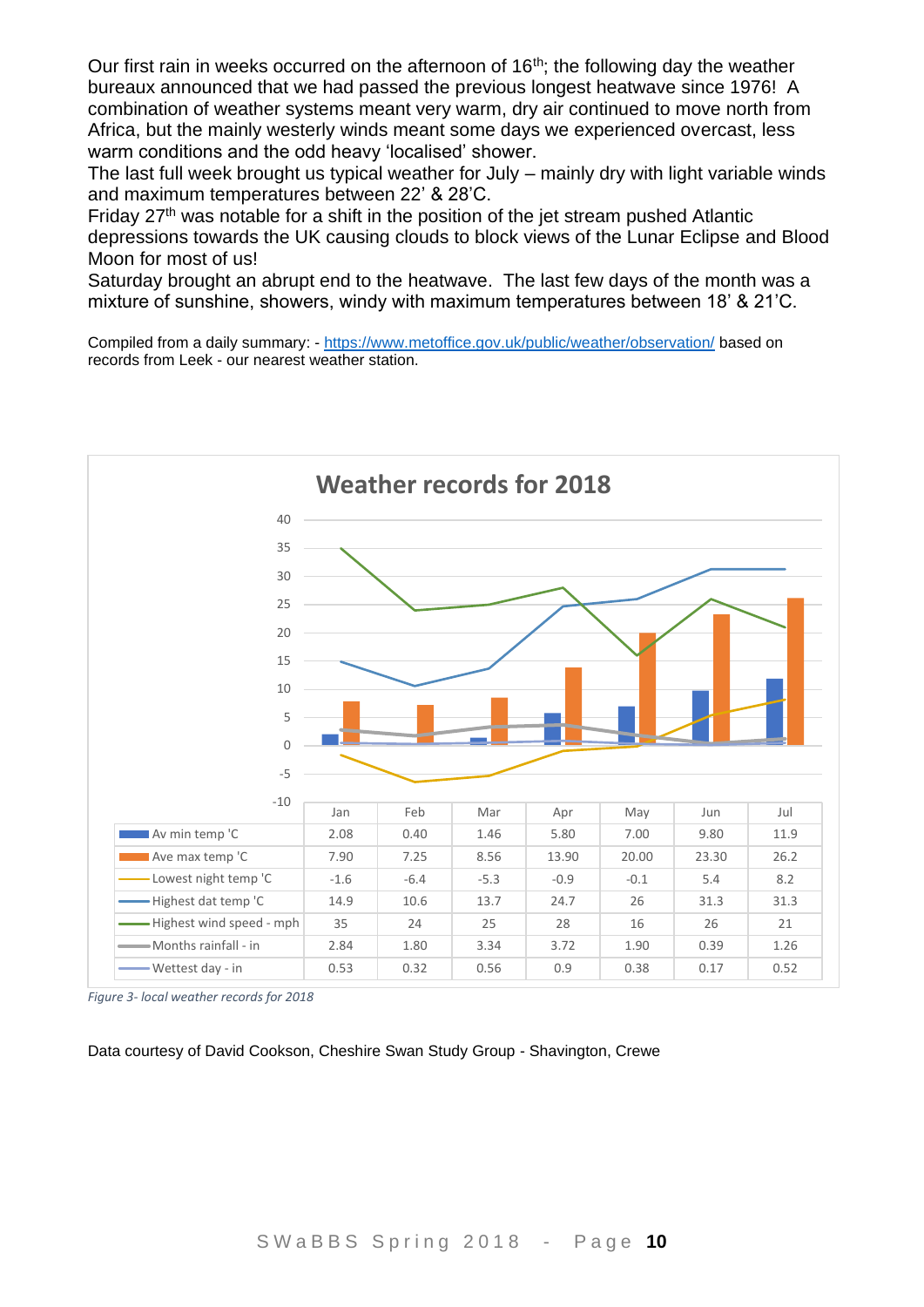Our first rain in weeks occurred on the afternoon of 16th; the following day the weather bureaux announced that we had passed the previous longest heatwave since 1976! A combination of weather systems meant very warm, dry air continued to move north from Africa, but the mainly westerly winds meant some days we experienced overcast, less warm conditions and the odd heavy 'localised' shower.
The last full week brought us typical weather for July – mainly dry with light variable winds and maximum temperatures between 22' & 28'C.
Friday 27th was notable for a shift in the position of the jet stream pushed Atlantic depressions towards the UK causing clouds to block views of the Lunar Eclipse and Blood Moon for most of us!
Saturday brought an abrupt end to the heatwave. The last few days of the month was a mixture of sunshine, showers, windy with maximum temperatures between 18' & 21'C.

Compiled from a daily summary: - https://www.metoffice.gov.uk/public/weather/observation/ based on records from Leek - our nearest weather station.

**Weather records for 2018**

| | Jan | Feb | Mar | Apr | May | Jun | Jul |
|---|---|---|---|---|---|---|---|
| Av min temp 'C | 2.08 | 0.40 | 1.46 | 5.80 | 7.00 | 9.80 | 11.9 |
| Ave max temp 'C | 7.90 | 7.25 | 8.56 | 13.90 | 20.00 | 23.30 | 26.2 |
| Lowest night temp 'C | -1.6 | -6.4 | -5.3 | -0.9 | -0.1 | 5.4 | 8.2 |
| Highest dat temp 'C | 14.9 | 10.6 | 13.7 | 24.7 | 26 | 31.3 | 31.3 |
| Highest wind speed - mph | 35 | 24 | 25 | 28 | 16 | 26 | 21 |
| Months rainfall - in | 2.84 | 1.80 | 3.34 | 3.72 | 1.90 | 0.39 | 1.26 |
| Wettest day - in | 0.53 | 0.32 | 0.56 | 0.9 | 0.38 | 0.17 | 0.52 |

*Figure 3- local weather records for 2018*

Data courtesy of David Cookson, Cheshire Swan Study Group - Shavington, Crewe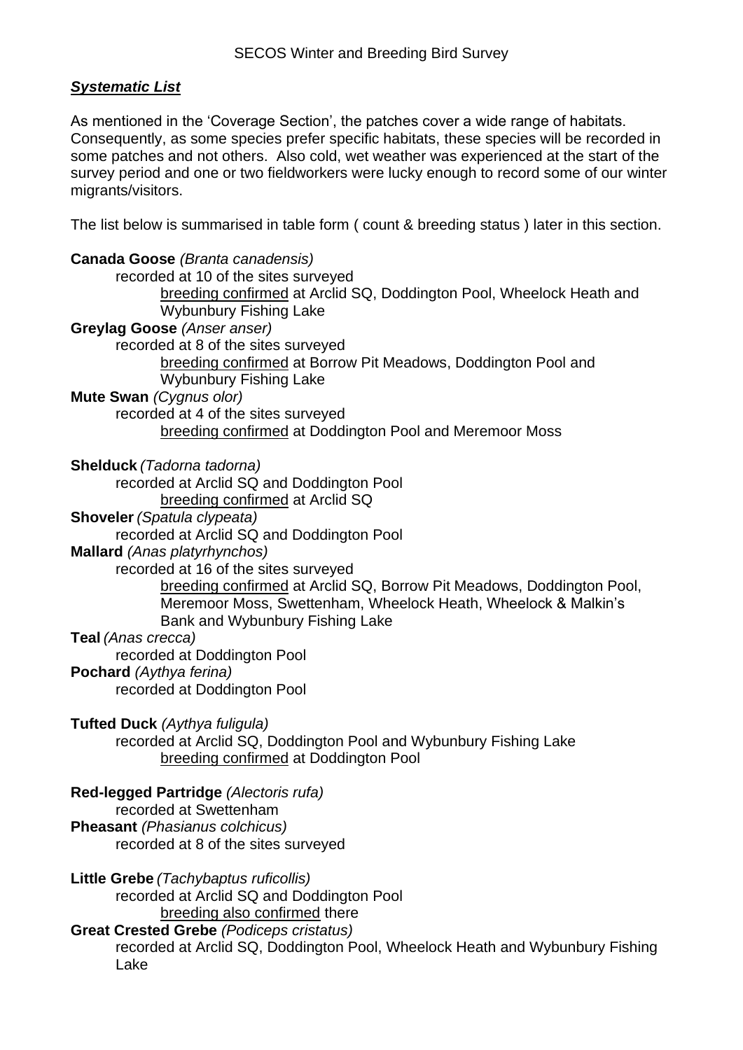## ***Systematic List***

As mentioned in the 'Coverage Section', the patches cover a wide range of habitats. Consequently, as some species prefer specific habitats, these species will be recorded in some patches and not others. Also cold, wet weather was experienced at the start of the survey period and one or two fieldworkers were lucky enough to record some of our winter migrants/visitors.

The list below is summarised in table form ( count & breeding status ) later in this section.

**Canada Goose** *(Branta canadensis)*
recorded at 10 of the sites surveyed
breeding confirmed at Arclid SQ, Doddington Pool, Wheelock Heath and Wybunbury Fishing Lake

**Greylag Goose** *(Anser anser)*
recorded at 8 of the sites surveyed
breeding confirmed at Borrow Pit Meadows, Doddington Pool and Wybunbury Fishing Lake

**Mute Swan** *(Cygnus olor)*
recorded at 4 of the sites surveyed
breeding confirmed at Doddington Pool and Meremoor Moss

**Shelduck** *(Tadorna tadorna)*
recorded at Arclid SQ and Doddington Pool
breeding confirmed at Arclid SQ

**Shoveler** *(Spatula clypeata)*
recorded at Arclid SQ and Doddington Pool

**Mallard** *(Anas platyrhynchos)*
recorded at 16 of the sites surveyed
breeding confirmed at Arclid SQ, Borrow Pit Meadows, Doddington Pool, Meremoor Moss, Swettenham, Wheelock Heath, Wheelock & Malkin's Bank and Wybunbury Fishing Lake

**Teal** *(Anas crecca)*
recorded at Doddington Pool

**Pochard** *(Aythya ferina)*
recorded at Doddington Pool

**Tufted Duck** *(Aythya fuligula)*
recorded at Arclid SQ, Doddington Pool and Wybunbury Fishing Lake
breeding confirmed at Doddington Pool

**Red-legged Partridge** *(Alectoris rufa)*
recorded at Swettenham

**Pheasant** *(Phasianus colchicus)*
recorded at 8 of the sites surveyed

**Little Grebe** *(Tachybaptus ruficollis)*
recorded at Arclid SQ and Doddington Pool
breeding also confirmed there

**Great Crested Grebe** *(Podiceps cristatus)*
recorded at Arclid SQ, Doddington Pool, Wheelock Heath and Wybunbury Fishing Lake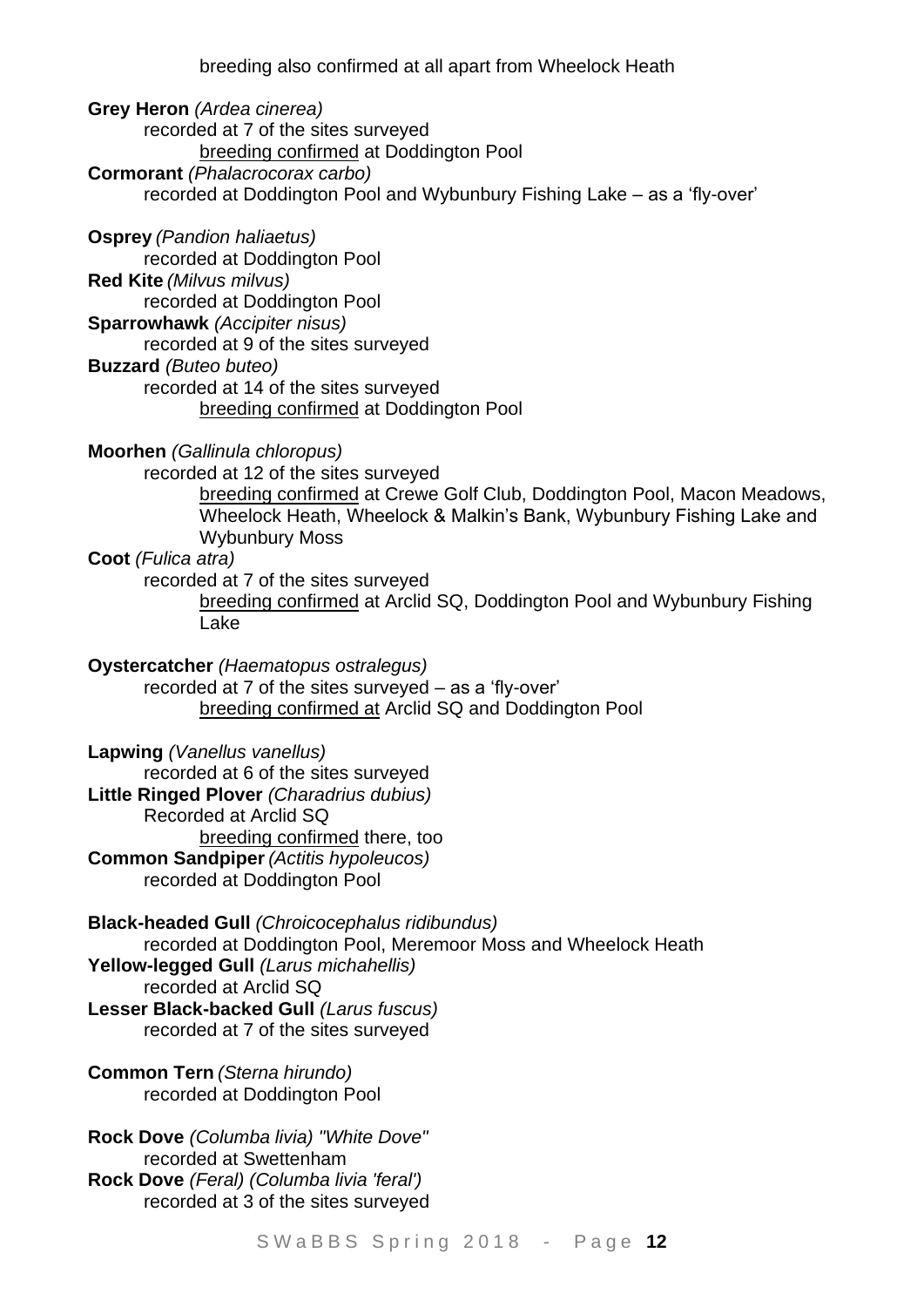breeding also confirmed at all apart from Wheelock Heath

**Grey Heron** *(Ardea cinerea)*
recorded at 7 of the sites surveyed
breeding confirmed at Doddington Pool

**Cormorant** *(Phalacrocorax carbo)*
recorded at Doddington Pool and Wybunbury Fishing Lake – as a 'fly-over'

**Osprey** *(Pandion haliaetus)*
recorded at Doddington Pool

**Red Kite** *(Milvus milvus)*
recorded at Doddington Pool

**Sparrowhawk** *(Accipiter nisus)*
recorded at 9 of the sites surveyed

**Buzzard** *(Buteo buteo)*
recorded at 14 of the sites surveyed
breeding confirmed at Doddington Pool

**Moorhen** *(Gallinula chloropus)*
recorded at 12 of the sites surveyed
breeding confirmed at Crewe Golf Club, Doddington Pool, Macon Meadows, Wheelock Heath, Wheelock & Malkin's Bank, Wybunbury Fishing Lake and Wybunbury Moss

**Coot** *(Fulica atra)*
recorded at 7 of the sites surveyed
breeding confirmed at Arclid SQ, Doddington Pool and Wybunbury Fishing Lake

**Oystercatcher** *(Haematopus ostralegus)*
recorded at 7 of the sites surveyed – as a 'fly-over'
breeding confirmed at Arclid SQ and Doddington Pool

**Lapwing** *(Vanellus vanellus)*
recorded at 6 of the sites surveyed

**Little Ringed Plover** *(Charadrius dubius)*
Recorded at Arclid SQ
breeding confirmed there, too

**Common Sandpiper** *(Actitis hypoleucos)*
recorded at Doddington Pool

**Black-headed Gull** *(Chroicocephalus ridibundus)*
recorded at Doddington Pool, Meremoor Moss and Wheelock Heath

**Yellow-legged Gull** *(Larus michahellis)*
recorded at Arclid SQ

**Lesser Black-backed Gull** *(Larus fuscus)*
recorded at 7 of the sites surveyed

**Common Tern** *(Sterna hirundo)*
recorded at Doddington Pool

**Rock Dove** *(Columba livia) "White Dove"*
recorded at Swettenham

**Rock Dove** *(Feral) (Columba livia 'feral')*
recorded at 3 of the sites surveyed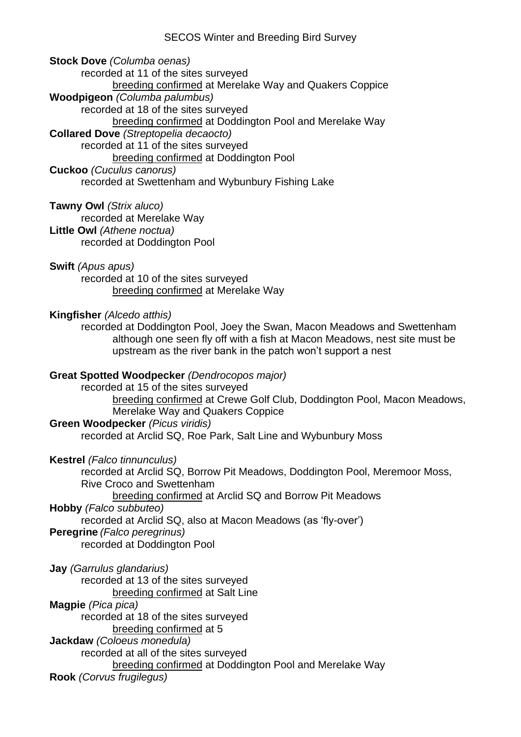**Stock Dove** *(Columba oenas)*

recorded at 11 of the sites surveyed

breeding confirmed at Merelake Way and Quakers Coppice

**Woodpigeon** *(Columba palumbus)*

recorded at 18 of the sites surveyed

breeding confirmed at Doddington Pool and Merelake Way

**Collared Dove** *(Streptopelia decaocto)*

recorded at 11 of the sites surveyed

breeding confirmed at Doddington Pool

**Cuckoo** *(Cuculus canorus)*

recorded at Swettenham and Wybunbury Fishing Lake

**Tawny Owl** *(Strix aluco)*

recorded at Merelake Way

**Little Owl** *(Athene noctua)*

recorded at Doddington Pool

**Swift** *(Apus apus)*

recorded at 10 of the sites surveyed

breeding confirmed at Merelake Way

**Kingfisher** *(Alcedo atthis)*

recorded at Doddington Pool, Joey the Swan, Macon Meadows and Swettenham although one seen fly off with a fish at Macon Meadows, nest site must be upstream as the river bank in the patch won't support a nest

**Great Spotted Woodpecker** *(Dendrocopos major)*

recorded at 15 of the sites surveyed

breeding confirmed at Crewe Golf Club, Doddington Pool, Macon Meadows, Merelake Way and Quakers Coppice

**Green Woodpecker** *(Picus viridis)*

recorded at Arclid SQ, Roe Park, Salt Line and Wybunbury Moss

**Kestrel** *(Falco tinnunculus)*

recorded at Arclid SQ, Borrow Pit Meadows, Doddington Pool, Meremoor Moss, Rive Croco and Swettenham

breeding confirmed at Arclid SQ and Borrow Pit Meadows

**Hobby** *(Falco subbuteo)*

recorded at Arclid SQ, also at Macon Meadows (as 'fly-over')

**Peregrine** *(Falco peregrinus)*

recorded at Doddington Pool

**Jay** *(Garrulus glandarius)*

recorded at 13 of the sites surveyed

breeding confirmed at Salt Line

**Magpie** *(Pica pica)*

recorded at 18 of the sites surveyed

breeding confirmed at 5

**Jackdaw** *(Coloeus monedula)*

recorded at all of the sites surveyed

breeding confirmed at Doddington Pool and Merelake Way

**Rook** *(Corvus frugilegus)*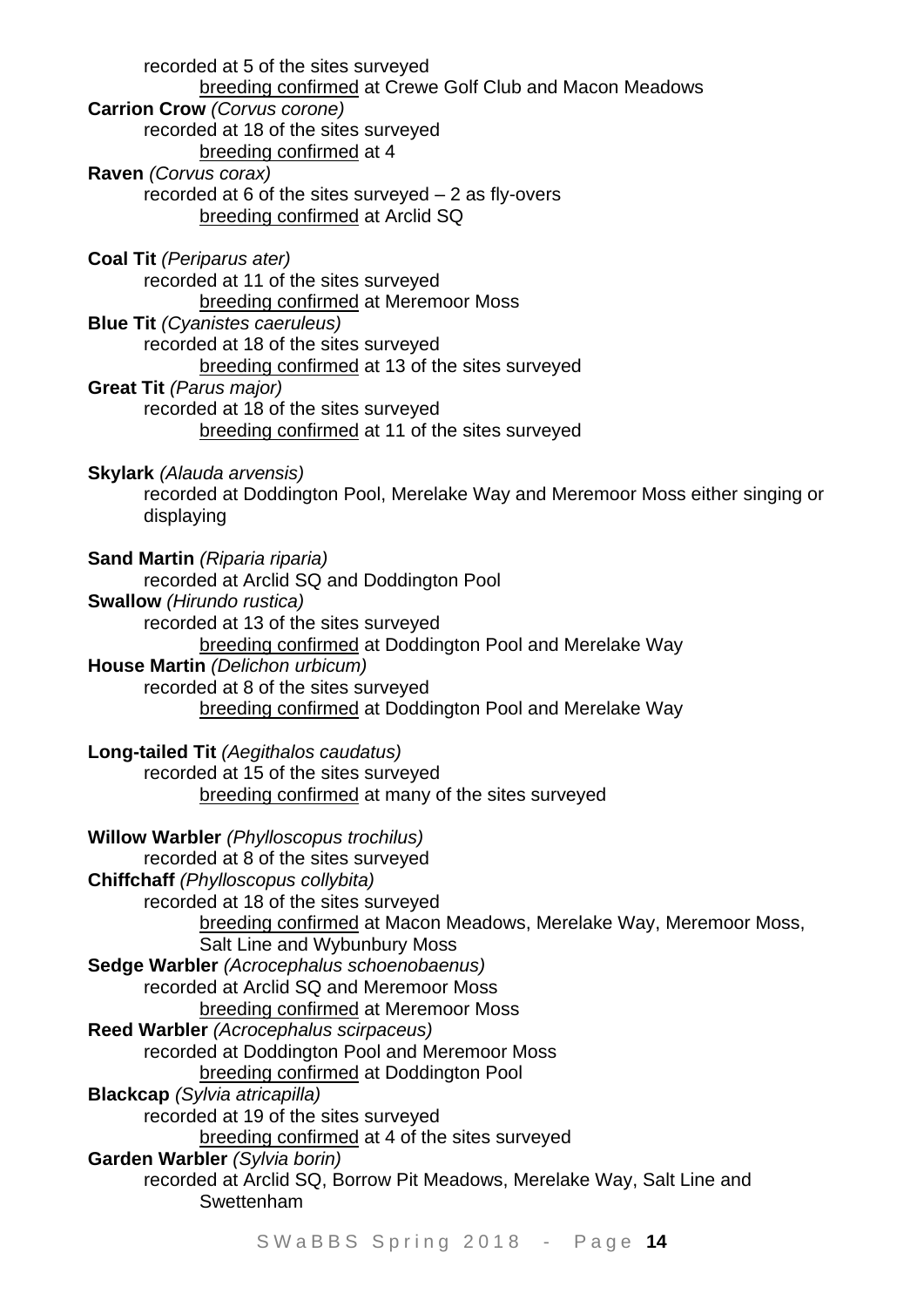recorded at 5 of the sites surveyed

breeding confirmed at Crewe Golf Club and Macon Meadows

**Carrion Crow** *(Corvus corone)*

recorded at 18 of the sites surveyed

breeding confirmed at 4

**Raven** *(Corvus corax)*

recorded at 6 of the sites surveyed – 2 as fly-overs

breeding confirmed at Arclid SQ

**Coal Tit** *(Periparus ater)*

recorded at 11 of the sites surveyed

breeding confirmed at Meremoor Moss

**Blue Tit** *(Cyanistes caeruleus)*

recorded at 18 of the sites surveyed

breeding confirmed at 13 of the sites surveyed

**Great Tit** *(Parus major)*

recorded at 18 of the sites surveyed

breeding confirmed at 11 of the sites surveyed

**Skylark** *(Alauda arvensis)*

recorded at Doddington Pool, Merelake Way and Meremoor Moss either singing or displaying

**Sand Martin** *(Riparia riparia)*

recorded at Arclid SQ and Doddington Pool

**Swallow** *(Hirundo rustica)*

recorded at 13 of the sites surveyed

breeding confirmed at Doddington Pool and Merelake Way

**House Martin** *(Delichon urbicum)*

recorded at 8 of the sites surveyed

breeding confirmed at Doddington Pool and Merelake Way

**Long-tailed Tit** *(Aegithalos caudatus)*

recorded at 15 of the sites surveyed

breeding confirmed at many of the sites surveyed

**Willow Warbler** *(Phylloscopus trochilus)*

recorded at 8 of the sites surveyed

**Chiffchaff** *(Phylloscopus collybita)*

recorded at 18 of the sites surveyed

breeding confirmed at Macon Meadows, Merelake Way, Meremoor Moss, Salt Line and Wybunbury Moss

**Sedge Warbler** *(Acrocephalus schoenobaenus)*

recorded at Arclid SQ and Meremoor Moss

breeding confirmed at Meremoor Moss

**Reed Warbler** *(Acrocephalus scirpaceus)*

recorded at Doddington Pool and Meremoor Moss

breeding confirmed at Doddington Pool

**Blackcap** *(Sylvia atricapilla)*

recorded at 19 of the sites surveyed

breeding confirmed at 4 of the sites surveyed

**Garden Warbler** *(Sylvia borin)*

recorded at Arclid SQ, Borrow Pit Meadows, Merelake Way, Salt Line and Swettenham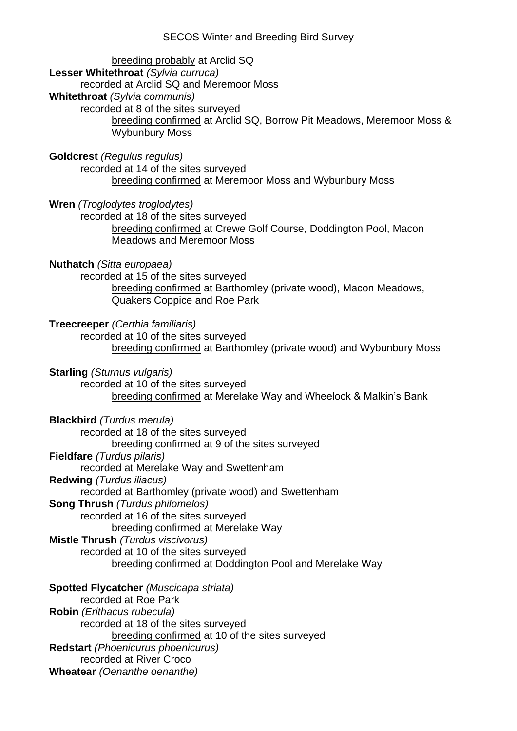breeding probably at Arclid SQ

**Lesser Whitethroat** *(Sylvia curruca)*
recorded at Arclid SQ and Meremoor Moss

**Whitethroat** *(Sylvia communis)*
recorded at 8 of the sites surveyed
breeding confirmed at Arclid SQ, Borrow Pit Meadows, Meremoor Moss & Wybunbury Moss

**Goldcrest** *(Regulus regulus)*
recorded at 14 of the sites surveyed
breeding confirmed at Meremoor Moss and Wybunbury Moss

**Wren** *(Troglodytes troglodytes)*
recorded at 18 of the sites surveyed
breeding confirmed at Crewe Golf Course, Doddington Pool, Macon Meadows and Meremoor Moss

**Nuthatch** *(Sitta europaea)*
recorded at 15 of the sites surveyed
breeding confirmed at Barthomley (private wood), Macon Meadows, Quakers Coppice and Roe Park

**Treecreeper** *(Certhia familiaris)*
recorded at 10 of the sites surveyed
breeding confirmed at Barthomley (private wood) and Wybunbury Moss

**Starling** *(Sturnus vulgaris)*
recorded at 10 of the sites surveyed
breeding confirmed at Merelake Way and Wheelock & Malkin's Bank

**Blackbird** *(Turdus merula)*
recorded at 18 of the sites surveyed
breeding confirmed at 9 of the sites surveyed

**Fieldfare** *(Turdus pilaris)*
recorded at Merelake Way and Swettenham

**Redwing** *(Turdus iliacus)*
recorded at Barthomley (private wood) and Swettenham

**Song Thrush** *(Turdus philomelos)*
recorded at 16 of the sites surveyed
breeding confirmed at Merelake Way

**Mistle Thrush** *(Turdus viscivorus)*
recorded at 10 of the sites surveyed
breeding confirmed at Doddington Pool and Merelake Way

**Spotted Flycatcher** *(Muscicapa striata)*
recorded at Roe Park

**Robin** *(Erithacus rubecula)*
recorded at 18 of the sites surveyed
breeding confirmed at 10 of the sites surveyed

**Redstart** *(Phoenicurus phoenicurus)*
recorded at River Croco

**Wheatear** *(Oenanthe oenanthe)*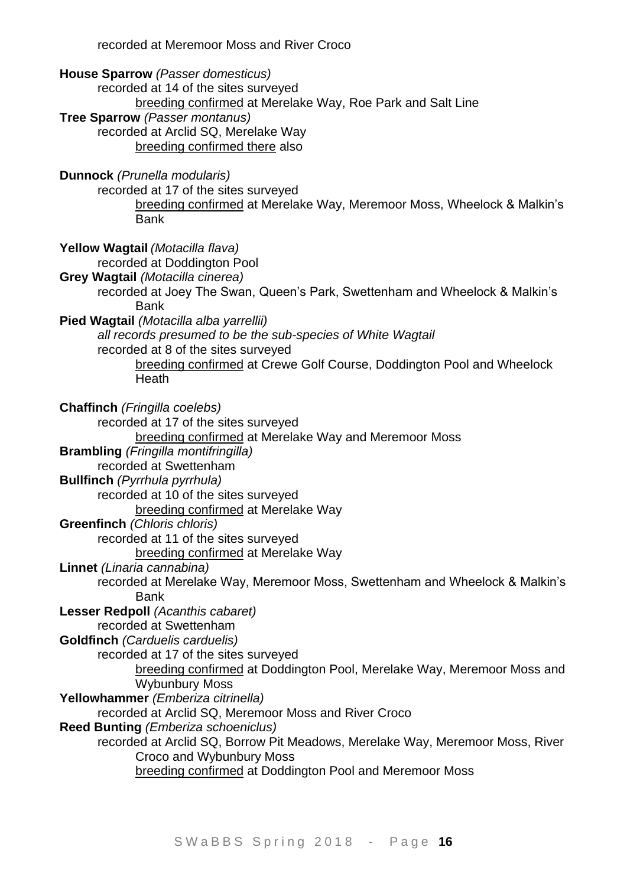recorded at Meremoor Moss and River Croco

**House Sparrow** *(Passer domesticus)*
recorded at 14 of the sites surveyed
breeding confirmed at Merelake Way, Roe Park and Salt Line

**Tree Sparrow** *(Passer montanus)*
recorded at Arclid SQ, Merelake Way
breeding confirmed there also

**Dunnock** *(Prunella modularis)*
recorded at 17 of the sites surveyed
breeding confirmed at Merelake Way, Meremoor Moss, Wheelock & Malkin's Bank

**Yellow Wagtail** *(Motacilla flava)*
recorded at Doddington Pool

**Grey Wagtail** *(Motacilla cinerea)*
recorded at Joey The Swan, Queen's Park, Swettenham and Wheelock & Malkin's Bank

**Pied Wagtail** *(Motacilla alba yarrellii)*
*all records presumed to be the sub-species of White Wagtail*
recorded at 8 of the sites surveyed
breeding confirmed at Crewe Golf Course, Doddington Pool and Wheelock Heath

**Chaffinch** *(Fringilla coelebs)*
recorded at 17 of the sites surveyed
breeding confirmed at Merelake Way and Meremoor Moss

**Brambling** *(Fringilla montifringilla)*
recorded at Swettenham

**Bullfinch** *(Pyrrhula pyrrhula)*
recorded at 10 of the sites surveyed
breeding confirmed at Merelake Way

**Greenfinch** *(Chloris chloris)*
recorded at 11 of the sites surveyed
breeding confirmed at Merelake Way

**Linnet** *(Linaria cannabina)*
recorded at Merelake Way, Meremoor Moss, Swettenham and Wheelock & Malkin's Bank

**Lesser Redpoll** *(Acanthis cabaret)*
recorded at Swettenham

**Goldfinch** *(Carduelis carduelis)*
recorded at 17 of the sites surveyed
breeding confirmed at Doddington Pool, Merelake Way, Meremoor Moss and Wybunbury Moss

**Yellowhammer** *(Emberiza citrinella)*
recorded at Arclid SQ, Meremoor Moss and River Croco

**Reed Bunting** *(Emberiza schoeniclus)*
recorded at Arclid SQ, Borrow Pit Meadows, Merelake Way, Meremoor Moss, River Croco and Wybunbury Moss
breeding confirmed at Doddington Pool and Meremoor Moss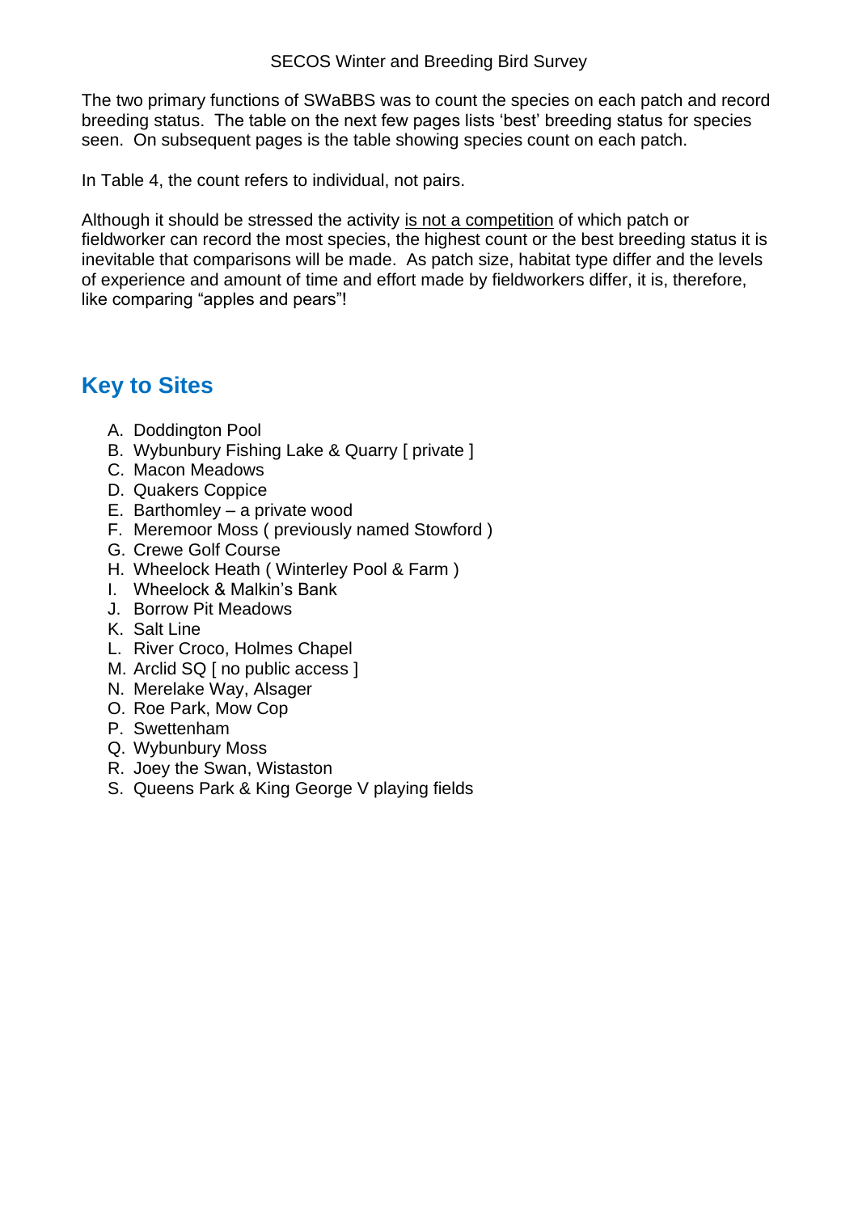The two primary functions of SWaBBS was to count the species on each patch and record breeding status. The table on the next few pages lists 'best' breeding status for species seen. On subsequent pages is the table showing species count on each patch.

In Table 4, the count refers to individual, not pairs.

Although it should be stressed the activity <u>is not a competition</u> of which patch or fieldworker can record the most species, the highest count or the best breeding status it is inevitable that comparisons will be made. As patch size, habitat type differ and the levels of experience and amount of time and effort made by fieldworkers differ, it is, therefore, like comparing "apples and pears"!

## Key to Sites

A. Doddington Pool
B. Wybunbury Fishing Lake & Quarry [ private ]
C. Macon Meadows
D. Quakers Coppice
E. Barthomley – a private wood
F. Meremoor Moss ( previously named Stowford )
G. Crewe Golf Course
H. Wheelock Heath ( Winterley Pool & Farm )
I. Wheelock & Malkin's Bank
J. Borrow Pit Meadows
K. Salt Line
L. River Croco, Holmes Chapel
M. Arclid SQ [ no public access ]
N. Merelake Way, Alsager
O. Roe Park, Mow Cop
P. Swettenham
Q. Wybunbury Moss
R. Joey the Swan, Wistaston
S. Queens Park & King George V playing fields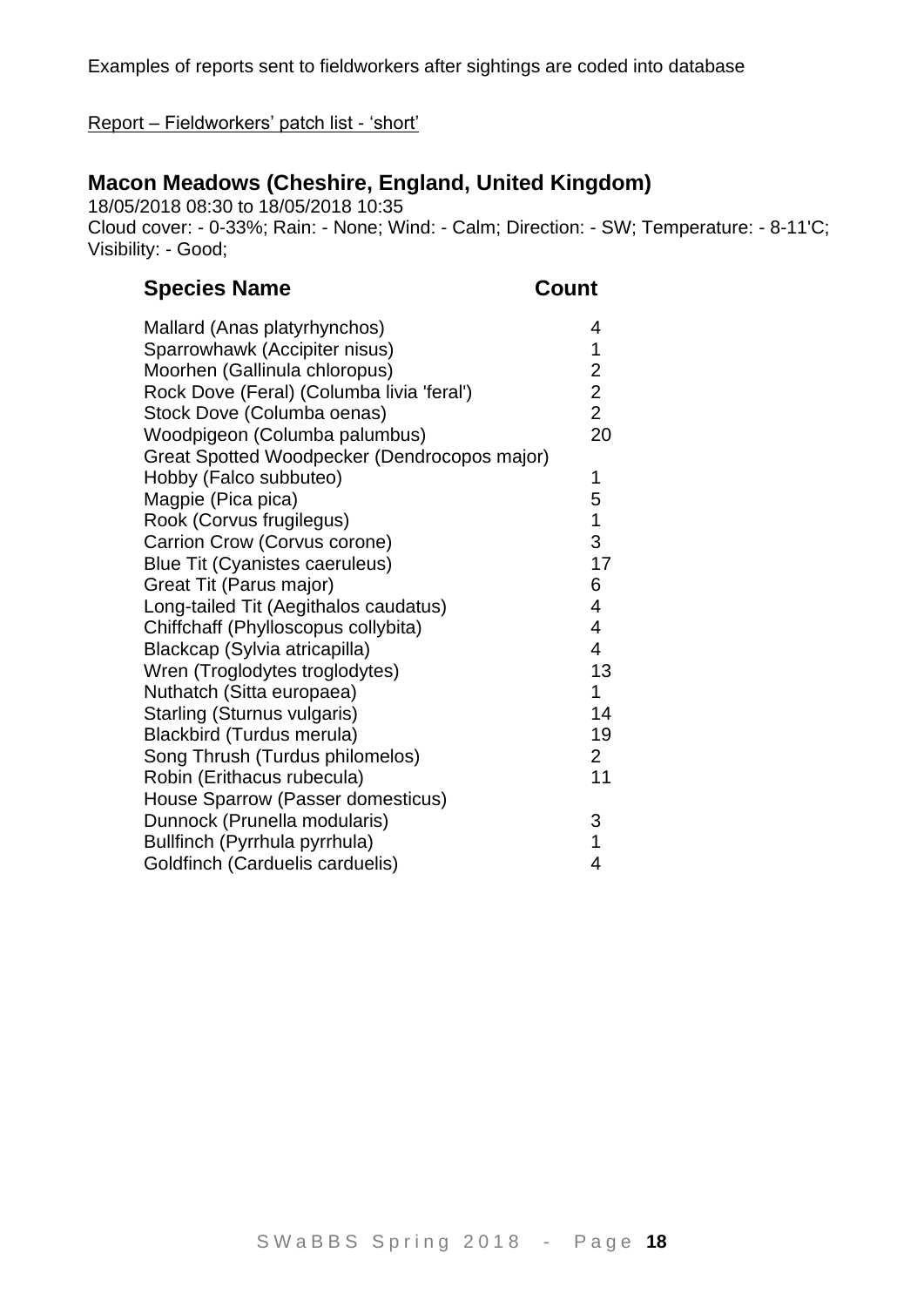Examples of reports sent to fieldworkers after sightings are coded into database

Report – Fieldworkers' patch list - 'short'

## Macon Meadows (Cheshire, England, United Kingdom)

18/05/2018 08:30 to 18/05/2018 10:35
Cloud cover: - 0-33%; Rain: - None; Wind: - Calm; Direction: - SW; Temperature: - 8-11'C; Visibility: - Good;

| Species Name | Count |
|---|---|
| Mallard (Anas platyrhynchos) | 4 |
| Sparrowhawk (Accipiter nisus) | 1 |
| Moorhen (Gallinula chloropus) | 2 |
| Rock Dove (Feral) (Columba livia 'feral') | 2 |
| Stock Dove (Columba oenas) | 2 |
| Woodpigeon (Columba palumbus) | 20 |
| Great Spotted Woodpecker (Dendrocopos major) | |
| Hobby (Falco subbuteo) | 1 |
| Magpie (Pica pica) | 5 |
| Rook (Corvus frugilegus) | 1 |
| Carrion Crow (Corvus corone) | 3 |
| Blue Tit (Cyanistes caeruleus) | 17 |
| Great Tit (Parus major) | 6 |
| Long-tailed Tit (Aegithalos caudatus) | 4 |
| Chiffchaff (Phylloscopus collybita) | 4 |
| Blackcap (Sylvia atricapilla) | 4 |
| Wren (Troglodytes troglodytes) | 13 |
| Nuthatch (Sitta europaea) | 1 |
| Starling (Sturnus vulgaris) | 14 |
| Blackbird (Turdus merula) | 19 |
| Song Thrush (Turdus philomelos) | 2 |
| Robin (Erithacus rubecula) | 11 |
| House Sparrow (Passer domesticus) | |
| Dunnock (Prunella modularis) | 3 |
| Bullfinch (Pyrrhula pyrrhula) | 1 |
| Goldfinch (Carduelis carduelis) | 4 |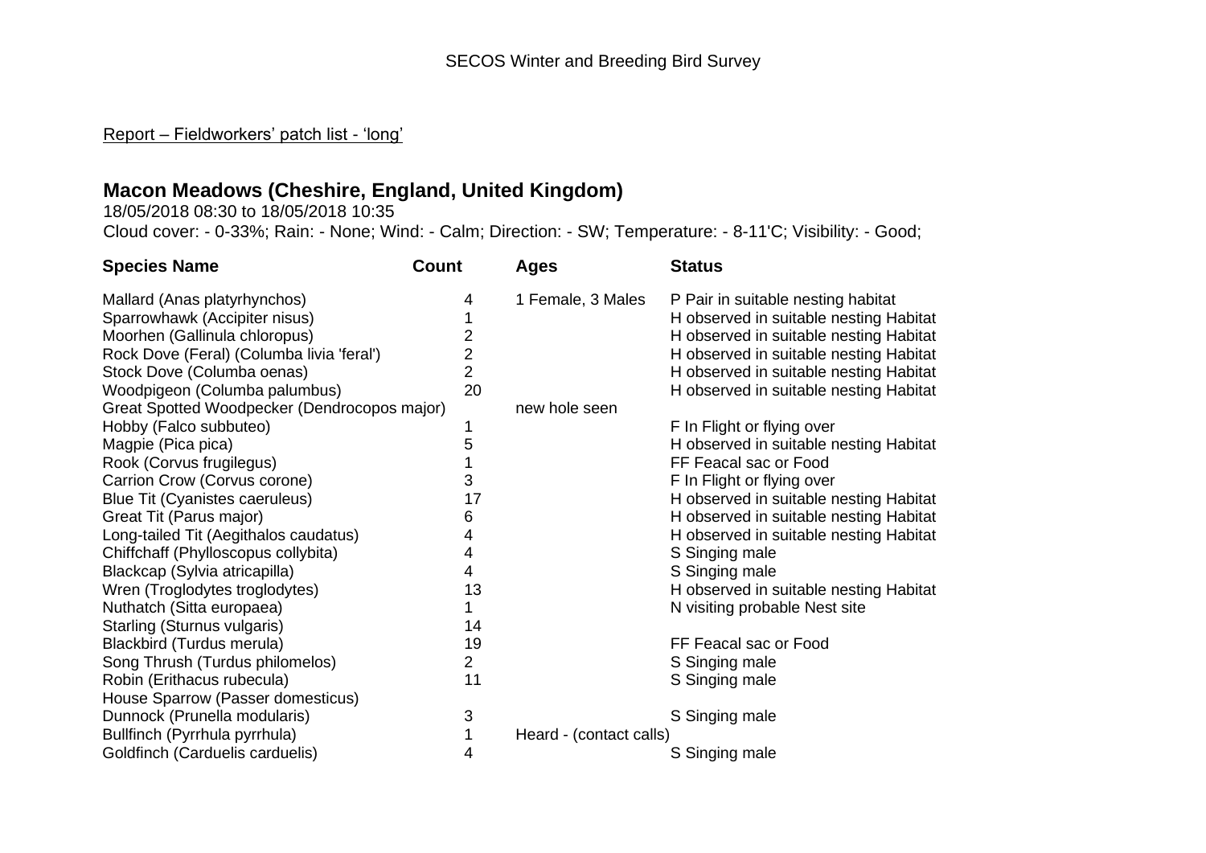SECOS Winter and Breeding Bird Survey

Report – Fieldworkers' patch list - 'long'

## Macon Meadows (Cheshire, England, United Kingdom)

18/05/2018 08:30 to 18/05/2018 10:35

Cloud cover: - 0-33%; Rain: - None; Wind: - Calm; Direction: - SW; Temperature: - 8-11'C; Visibility: - Good;

| Species Name | Count | Ages | Status |
|---|---|---|---|
| Mallard (Anas platyrhynchos) | 4 | 1 Female, 3 Males | P Pair in suitable nesting habitat |
| Sparrowhawk (Accipiter nisus) | 1 | | H observed in suitable nesting Habitat |
| Moorhen (Gallinula chloropus) | 2 | | H observed in suitable nesting Habitat |
| Rock Dove (Feral) (Columba livia 'feral') | 2 | | H observed in suitable nesting Habitat |
| Stock Dove (Columba oenas) | 2 | | H observed in suitable nesting Habitat |
| Woodpigeon (Columba palumbus) | 20 | | H observed in suitable nesting Habitat |
| Great Spotted Woodpecker (Dendrocopos major) | | new hole seen | |
| Hobby (Falco subbuteo) | 1 | | F In Flight or flying over |
| Magpie (Pica pica) | 5 | | H observed in suitable nesting Habitat |
| Rook (Corvus frugilegus) | 1 | | FF Feacal sac or Food |
| Carrion Crow (Corvus corone) | 3 | | F In Flight or flying over |
| Blue Tit (Cyanistes caeruleus) | 17 | | H observed in suitable nesting Habitat |
| Great Tit (Parus major) | 6 | | H observed in suitable nesting Habitat |
| Long-tailed Tit (Aegithalos caudatus) | 4 | | H observed in suitable nesting Habitat |
| Chiffchaff (Phylloscopus collybita) | 4 | | S Singing male |
| Blackcap (Sylvia atricapilla) | 4 | | S Singing male |
| Wren (Troglodytes troglodytes) | 13 | | H observed in suitable nesting Habitat |
| Nuthatch (Sitta europaea) | 1 | | N visiting probable Nest site |
| Starling (Sturnus vulgaris) | 14 | | |
| Blackbird (Turdus merula) | 19 | | FF Feacal sac or Food |
| Song Thrush (Turdus philomelos) | 2 | | S Singing male |
| Robin (Erithacus rubecula) | 11 | | S Singing male |
| House Sparrow (Passer domesticus) | | | |
| Dunnock (Prunella modularis) | 3 | | S Singing male |
| Bullfinch (Pyrrhula pyrrhula) | 1 | Heard - (contact calls) | |
| Goldfinch (Carduelis carduelis) | 4 | | S Singing male |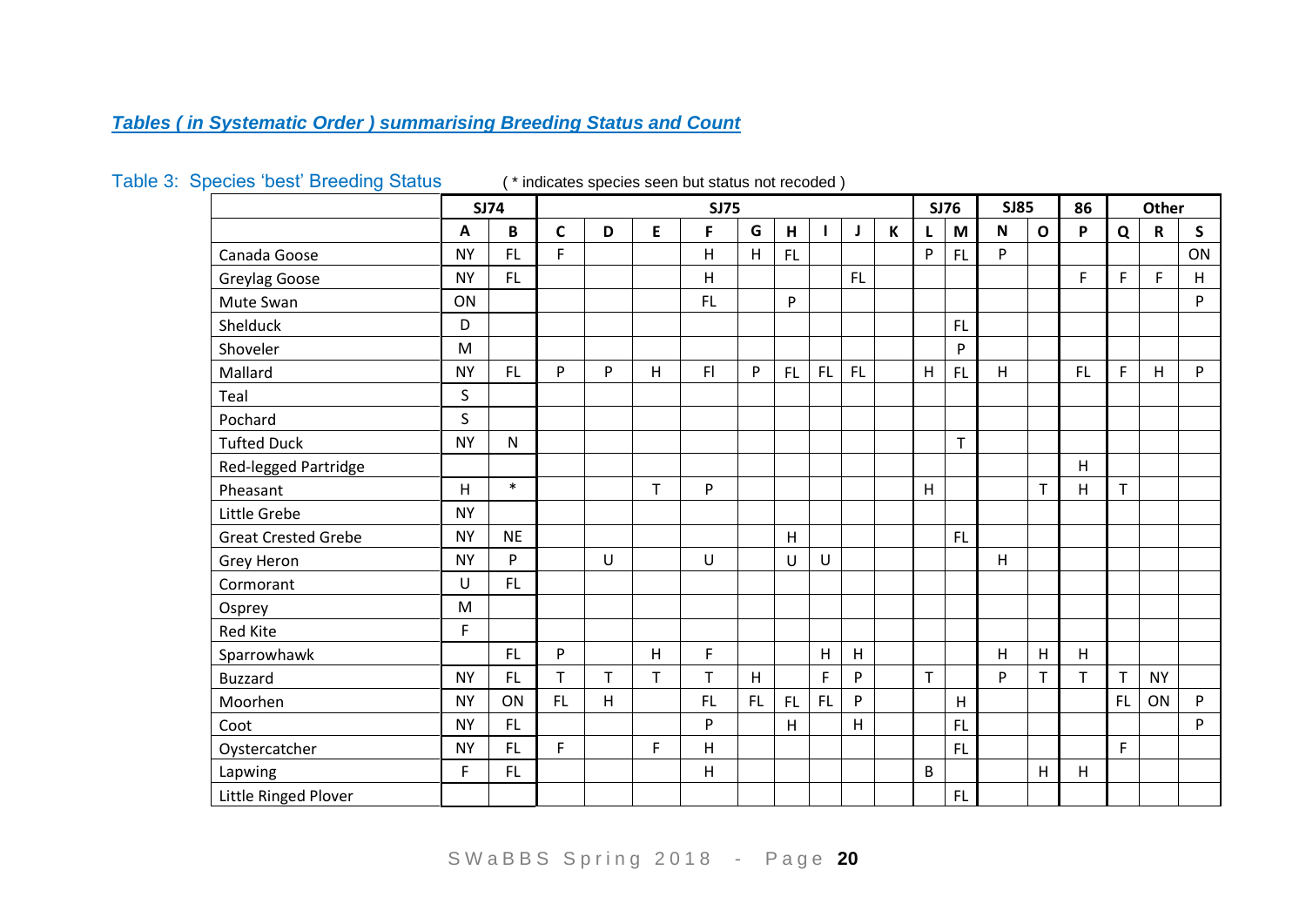## *Tables ( in Systematic Order ) summarising Breeding Status and Count*

Table 3: Species 'best' Breeding Status ( * indicates species seen but status not recoded )

| | SJ74 | | SJ75 | | | | | | | | | SJ76 | | SJ85 | | 86 | Other | | |
|---|---|---|---|---|---|---|---|---|---|---|---|---|---|---|---|---|---|---|---|
| | **A** | **B** | **C** | **D** | **E** | **F** | **G** | **H** | **I** | **J** | **K** | **L** | **M** | **N** | **O** | **P** | **Q** | **R** | **S** |
| Canada Goose | NY | FL | F | | | H | H | FL | | | | P | FL | P | | | | | ON |
| Greylag Goose | NY | FL | | | | H | | | | FL | | | | | | F | F | F | H |
| Mute Swan | ON | | | | | FL | | P | | | | | | | | | | | P |
| Shelduck | D | | | | | | | | | | | | FL | | | | | | |
| Shoveler | M | | | | | | | | | | | | P | | | | | | |
| Mallard | NY | FL | P | P | H | Fl | P | FL | FL | FL | | H | FL | H | | FL | F | H | P |
| Teal | S | | | | | | | | | | | | | | | | | | |
| Pochard | S | | | | | | | | | | | | | | | | | | |
| Tufted Duck | NY | N | | | | | | | | | | | T | | | | | | |
| Red-legged Partridge | | | | | | | | | | | | | | | | H | | | |
| Pheasant | H | * | | | T | P | | | | | | H | | | T | H | T | | |
| Little Grebe | NY | | | | | | | | | | | | | | | | | | |
| Great Crested Grebe | NY | NE | | | | | | H | | | | | FL | | | | | | |
| Grey Heron | NY | P | | U | | U | | U | U | | | | | H | | | | | |
| Cormorant | U | FL | | | | | | | | | | | | | | | | | |
| Osprey | M | | | | | | | | | | | | | | | | | | |
| Red Kite | F | | | | | | | | | | | | | | | | | | |
| Sparrowhawk | | FL | P | | H | F | | | H | H | | | | H | H | H | | | |
| Buzzard | NY | FL | T | T | T | T | H | | F | P | | T | | P | T | T | T | NY | |
| Moorhen | NY | ON | FL | H | | FL | FL | FL | FL | P | | | H | | | | FL | ON | P |
| Coot | NY | FL | | | | P | | H | | H | | | FL | | | | | | P |
| Oystercatcher | NY | FL | F | | F | H | | | | | | | FL | | | | F | | |
| Lapwing | F | FL | | | | H | | | | | | B | | | H | H | | | |
| Little Ringed Plover | | | | | | | | | | | | | FL | | | | | | |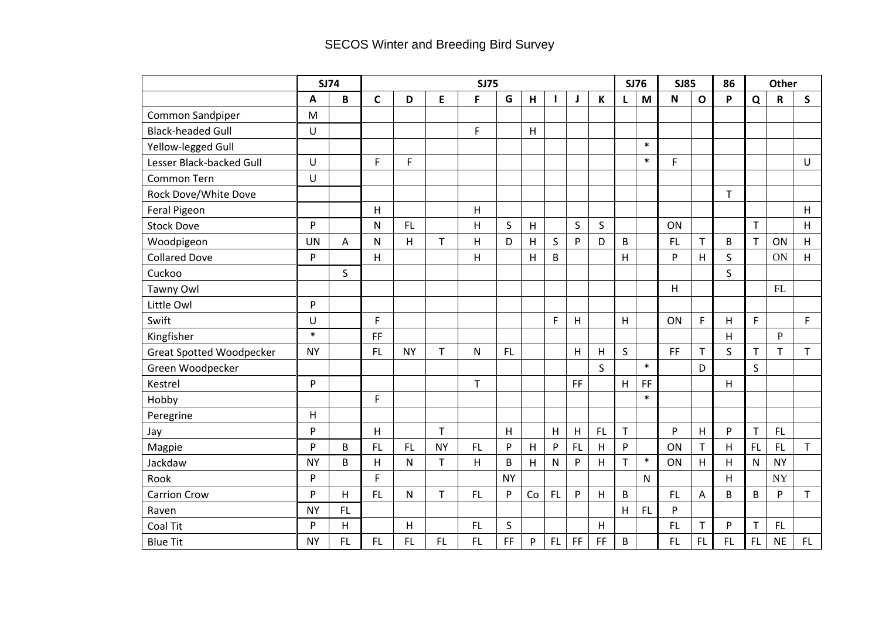# SECOS Winter and Breeding Bird Survey

| | SJ74 | | SJ75 | | | | | | | | | SJ76 | | SJ85 | | 86 | Other | | |
|---|---|---|---|---|---|---|---|---|---|---|---|---|---|---|---|---|---|---|---|
| | A | B | C | D | E | F | G | H | I | J | K | L | M | N | O | P | Q | R | S |
| Common Sandpiper | M | | | | | | | | | | | | | | | | | | |
| Black-headed Gull | U | | | | | F | | H | | | | | | | | | | | |
| Yellow-legged Gull | | | | | | | | | | | | | * | | | | | | |
| Lesser Black-backed Gull | U | | F | F | | | | | | | | | * | F | | | | | U |
| Common Tern | U | | | | | | | | | | | | | | | | | | |
| Rock Dove/White Dove | | | | | | | | | | | | | | | | T | | | |
| Feral Pigeon | | | H | | | H | | | | | | | | | | | | | H |
| Stock Dove | P | | N | FL | | H | S | H | | S | S | | | ON | | | T | | H |
| Woodpigeon | UN | A | N | H | T | H | D | H | S | P | D | B | | FL | T | B | T | ON | H |
| Collared Dove | P | | H | | | H | | H | B | | | H | | P | H | S | | ON | H |
| Cuckoo | | S | | | | | | | | | | | | | | S | | | |
| Tawny Owl | | | | | | | | | | | | | | H | | | | FL | |
| Little Owl | P | | | | | | | | | | | | | | | | | | |
| Swift | U | | F | | | | | | F | H | | H | | ON | F | H | F | | F |
| Kingfisher | * | | FF | | | | | | | | | | | | | H | | P | |
| Great Spotted Woodpecker | NY | | FL | NY | T | N | FL | | | H | H | S | | FF | T | S | T | T | T |
| Green Woodpecker | | | | | | | | | | | S | | * | | D | | S | | |
| Kestrel | P | | | | | T | | | | FF | | H | FF | | | H | | | |
| Hobby | | | F | | | | | | | | | | * | | | | | | |
| Peregrine | H | | | | | | | | | | | | | | | | | | |
| Jay | P | | H | | T | | H | | H | H | FL | T | | P | H | P | T | FL | |
| Magpie | P | B | FL | FL | NY | FL | P | H | P | FL | H | P | | ON | T | H | FL | FL | T |
| Jackdaw | NY | B | H | N | T | H | B | H | N | P | H | T | * | ON | H | H | N | NY | |
| Rook | P | | F | | | | NY | | | | | | N | | | H | | NY | |
| Carrion Crow | P | H | FL | N | T | FL | P | Co | FL | P | H | B | | FL | A | B | B | P | T |
| Raven | NY | FL | | | | | | | | | | H | FL | P | | | | | |
| Coal Tit | P | H | | H | | FL | S | | | | H | | | FL | T | P | T | FL | |
| Blue Tit | NY | FL | FL | FL | FL | FL | FF | P | FL | FF | FF | B | | FL | FL | FL | FL | NE | FL |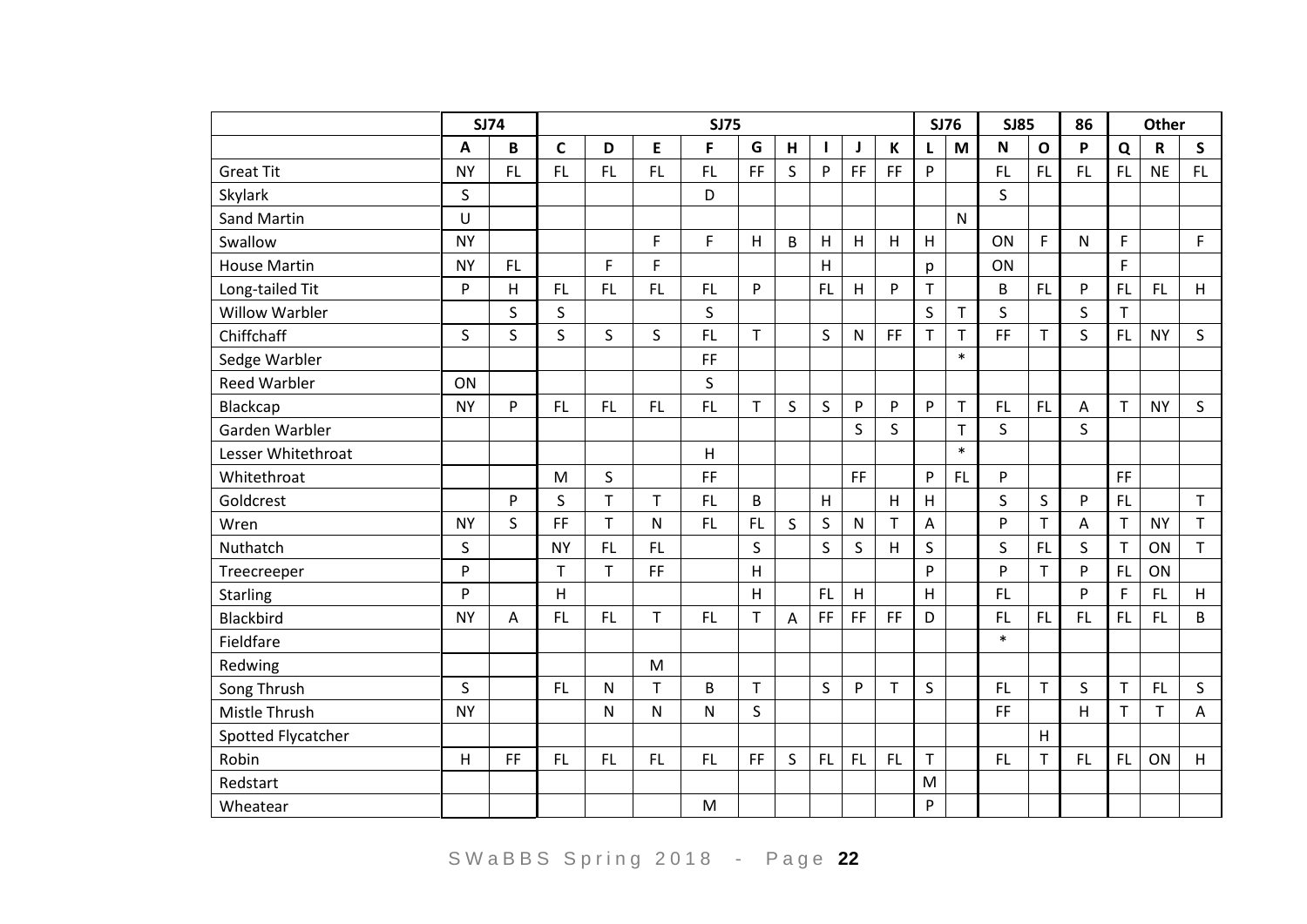| | SJ74 | | SJ75 | | | | | | | | | SJ76 | | SJ85 | | 86 | Other | | |
|---|---|---|---|---|---|---|---|---|---|---|---|---|---|---|---|---|---|---|---|
| | A | B | C | D | E | F | G | H | I | J | K | L | M | N | O | P | Q | R | S |
| Great Tit | NY | FL | FL | FL | FL | FL | FF | S | P | FF | FF | P | | FL | FL | FL | FL | NE | FL |
| Skylark | S | | | | | D | | | | | | | | S | | | | | |
| Sand Martin | U | | | | | | | | | | | | N | | | | | | |
| Swallow | NY | | | | F | F | H | B | H | H | H | H | | ON | F | N | F | | F |
| House Martin | NY | FL | | F | F | | | | H | | | p | | ON | | | F | | |
| Long-tailed Tit | P | H | FL | FL | FL | FL | P | | FL | H | P | T | | B | FL | P | FL | FL | H |
| Willow Warbler | | S | S | | | S | | | | | | S | T | S | | S | T | | |
| Chiffchaff | S | S | S | S | S | FL | T | | S | N | FF | T | T | FF | T | S | FL | NY | S |
| Sedge Warbler | | | | | | FF | | | | | | | * | | | | | | |
| Reed Warbler | ON | | | | | S | | | | | | | | | | | | | |
| Blackcap | NY | P | FL | FL | FL | FL | T | S | S | P | P | P | T | FL | FL | A | T | NY | S |
| Garden Warbler | | | | | | | | | | S | S | | T | S | | S | | | |
| Lesser Whitethroat | | | | | | H | | | | | | | * | | | | | | |
| Whitethroat | | | M | S | | FF | | | | FF | | P | FL | P | | | FF | | |
| Goldcrest | | P | S | T | T | FL | B | | H | | H | H | | S | S | P | FL | | T |
| Wren | NY | S | FF | T | N | FL | FL | S | S | N | T | A | | P | T | A | T | NY | T |
| Nuthatch | S | | NY | FL | FL | | S | | S | S | H | S | | S | FL | S | T | ON | T |
| Treecreeper | P | | T | T | FF | | H | | | | | P | | P | T | P | FL | ON | |
| Starling | P | | H | | | | H | | FL | H | | H | | FL | | P | F | FL | H |
| Blackbird | NY | A | FL | FL | T | FL | T | A | FF | FF | FF | D | | FL | FL | FL | FL | FL | B |
| Fieldfare | | | | | | | | | | | | | | * | | | | | |
| Redwing | | | | | M | | | | | | | | | | | | | | |
| Song Thrush | S | | FL | N | T | B | T | | S | P | T | S | | FL | T | S | T | FL | S |
| Mistle Thrush | NY | | | N | N | N | S | | | | | | | FF | | H | T | T | A |
| Spotted Flycatcher | | | | | | | | | | | | | | | H | | | | |
| Robin | H | FF | FL | FL | FL | FL | FF | S | FL | FL | FL | T | | FL | T | FL | FL | ON | H |
| Redstart | | | | | | | | | | | | M | | | | | | | |
| Wheatear | | | | | | M | | | | | | P | | | | | | | |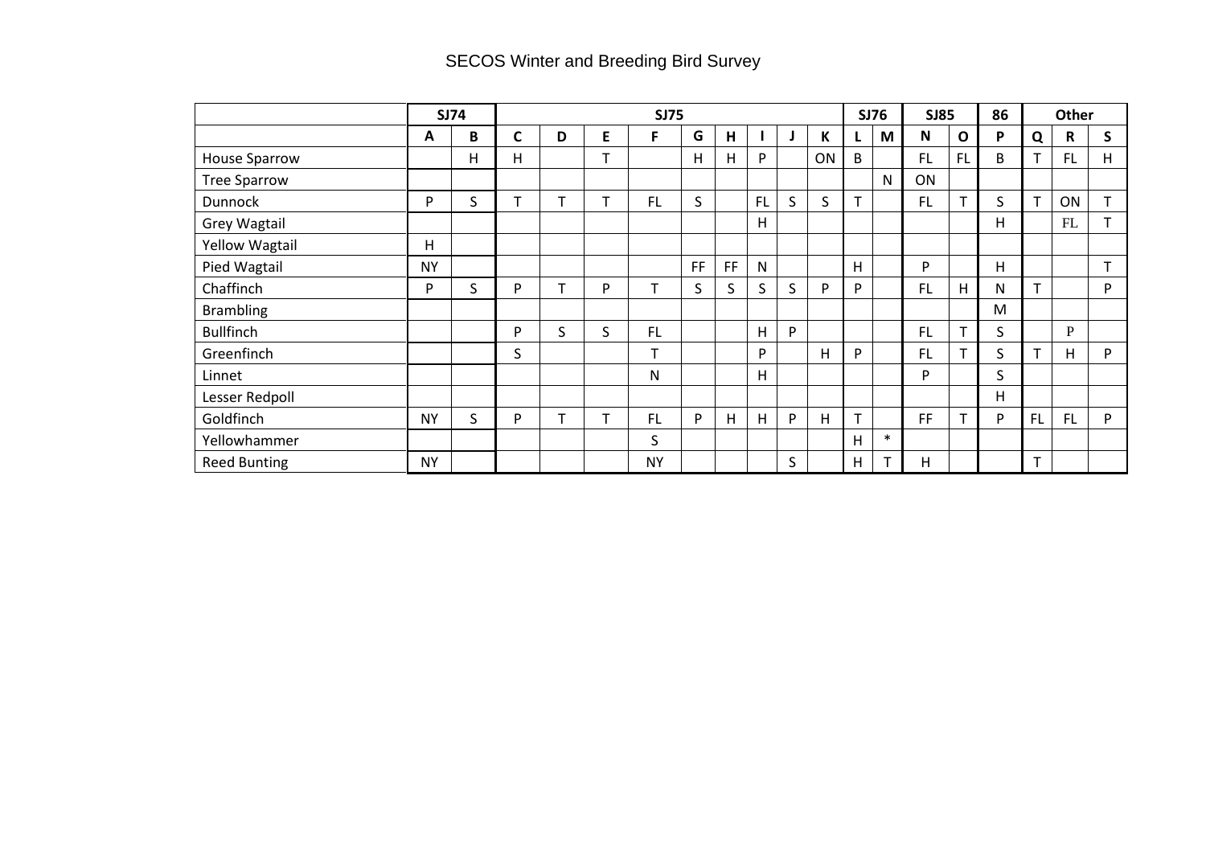# SECOS Winter and Breeding Bird Survey

| | SJ74 | | SJ75 | | | | | | | | | SJ76 | | SJ85 | | 86 | Other | | |
|---|---|---|---|---|---|---|---|---|---|---|---|---|---|---|---|---|---|---|---|
| | A | B | C | D | E | F | G | H | I | J | K | L | M | N | O | P | Q | R | S |
| House Sparrow | | H | H | | T | | H | H | P | | ON | B | | FL | FL | B | T | FL | H |
| Tree Sparrow | | | | | | | | | | | | | N | ON | | | | | |
| Dunnock | P | S | T | T | T | FL | S | | FL | S | S | T | | FL | T | S | T | ON | T |
| Grey Wagtail | | | | | | | | | H | | | | | | | H | | FL | T |
| Yellow Wagtail | H | | | | | | | | | | | | | | | | | | |
| Pied Wagtail | NY | | | | | | FF | FF | N | | | H | | P | | H | | | T |
| Chaffinch | P | S | P | T | P | T | S | S | S | S | P | P | | FL | H | N | T | | P |
| Brambling | | | | | | | | | | | | | | | | M | | | |
| Bullfinch | | | P | S | S | FL | | | H | P | | | | FL | T | S | | P | |
| Greenfinch | | | S | | | T | | | P | | H | P | | FL | T | S | T | H | P |
| Linnet | | | | | | N | | | H | | | | | P | | S | | | |
| Lesser Redpoll | | | | | | | | | | | | | | | | H | | | |
| Goldfinch | NY | S | P | T | T | FL | P | H | H | P | H | T | | FF | T | P | FL | FL | P |
| Yellowhammer | | | | | | S | | | | | | H | * | | | | | | |
| Reed Bunting | NY | | | | | NY | | | | S | | H | T | H | | | T | | |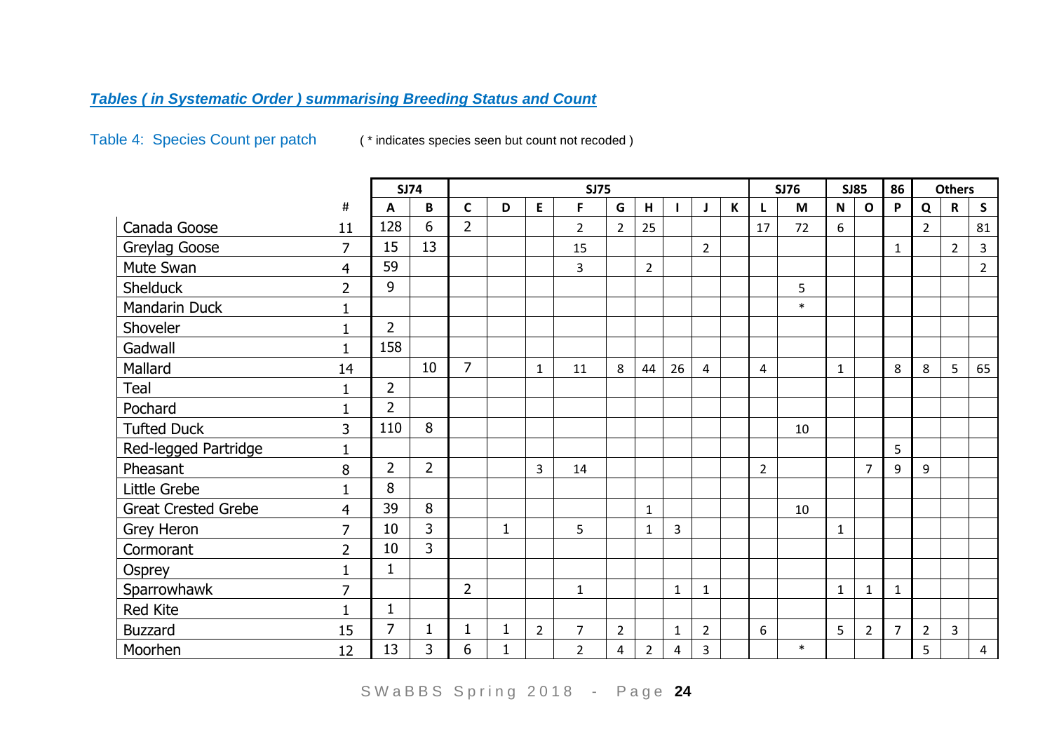## *Tables ( in Systematic Order ) summarising Breeding Status and Count*

Table 4: Species Count per patch ( * indicates species seen but count not recoded )

| | | SJ74 | | SJ75 | | | | | | | | | SJ76 | | SJ85 | | 86 | Others | | |
|---|---|---|---|---|---|---|---|---|---|---|---|---|---|---|---|---|---|---|---|---|
| | # | A | B | C | D | E | F | G | H | I | J | K | L | M | N | O | P | Q | R | S |
| Canada Goose | 11 | 128 | 6 | 2 | | | 2 | 2 | 25 | | | | 17 | 72 | 6 | | | 2 | | 81 |
| Greylag Goose | 7 | 15 | 13 | | | | 15 | | | | 2 | | | | | | 1 | | 2 | 3 |
| Mute Swan | 4 | 59 | | | | | 3 | | 2 | | | | | | | | | | | 2 |
| Shelduck | 2 | 9 | | | | | | | | | | | | 5 | | | | | | |
| Mandarin Duck | 1 | | | | | | | | | | | | | * | | | | | | |
| Shoveler | 1 | 2 | | | | | | | | | | | | | | | | | | |
| Gadwall | 1 | 158 | | | | | | | | | | | | | | | | | | |
| Mallard | 14 | | 10 | 7 | | 1 | 11 | 8 | 44 | 26 | 4 | | 4 | | 1 | | 8 | 8 | 5 | 65 |
| Teal | 1 | 2 | | | | | | | | | | | | | | | | | | |
| Pochard | 1 | 2 | | | | | | | | | | | | | | | | | | |
| Tufted Duck | 3 | 110 | 8 | | | | | | | | | | | 10 | | | | | | |
| Red-legged Partridge | 1 | | | | | | | | | | | | | | | | 5 | | | |
| Pheasant | 8 | 2 | 2 | | | 3 | 14 | | | | | | 2 | | | 7 | 9 | 9 | | |
| Little Grebe | 1 | 8 | | | | | | | | | | | | | | | | | | |
| Great Crested Grebe | 4 | 39 | 8 | | | | | | 1 | | | | | 10 | | | | | | |
| Grey Heron | 7 | 10 | 3 | | 1 | | 5 | | 1 | 3 | | | | | 1 | | | | | |
| Cormorant | 2 | 10 | 3 | | | | | | | | | | | | | | | | | |
| Osprey | 1 | 1 | | | | | | | | | | | | | | | | | | |
| Sparrowhawk | 7 | | | 2 | | | 1 | | | 1 | 1 | | | | 1 | 1 | 1 | | | |
| Red Kite | 1 | 1 | | | | | | | | | | | | | | | | | | |
| Buzzard | 15 | 7 | 1 | 1 | 1 | 2 | 7 | 2 | | 1 | 2 | | 6 | | 5 | 2 | 7 | 2 | 3 | |
| Moorhen | 12 | 13 | 3 | 6 | 1 | | 2 | 4 | 2 | 4 | 3 | | | * | | | | 5 | | 4 |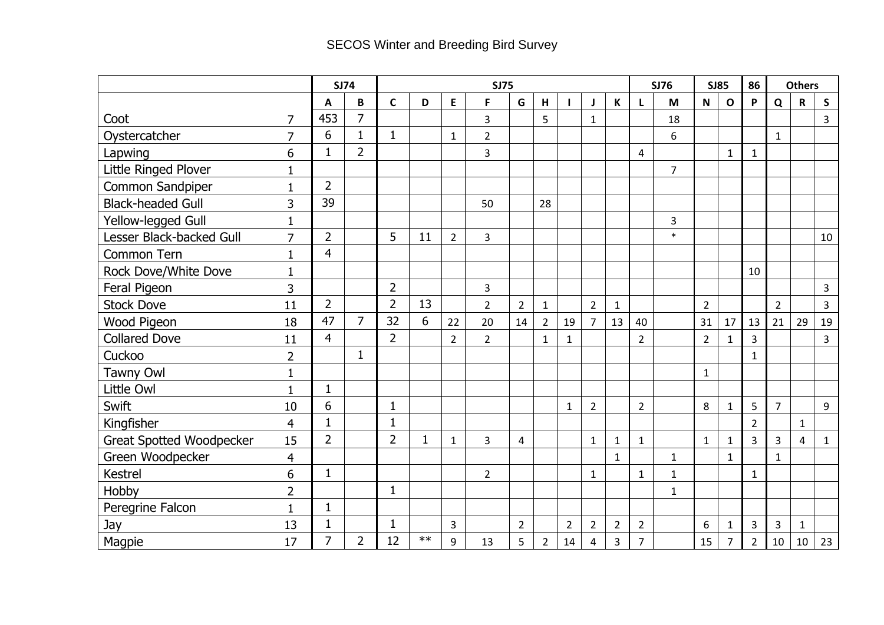SECOS Winter and Breeding Bird Survey

| | | SJ74 | | SJ75 | | | | | | | | | SJ76 | | SJ85 | | 86 | Others | | |
|---|---|---|---|---|---|---|---|---|---|---|---|---|---|---|---|---|---|---|---|---|
| | | A | B | C | D | E | F | G | H | I | J | K | L | M | N | O | P | Q | R | S |
| Coot | 7 | 453 | 7 | | | | 3 | | 5 | | 1 | | | 18 | | | | | | 3 |
| Oystercatcher | 7 | 6 | 1 | 1 | | 1 | 2 | | | | | | | 6 | | | | 1 | | |
| Lapwing | 6 | 1 | 2 | | | | 3 | | | | | | 4 | | | 1 | 1 | | | |
| Little Ringed Plover | 1 | | | | | | | | | | | | | 7 | | | | | | |
| Common Sandpiper | 1 | 2 | | | | | | | | | | | | | | | | | | |
| Black-headed Gull | 3 | 39 | | | | | 50 | | 28 | | | | | | | | | | | |
| Yellow-legged Gull | 1 | | | | | | | | | | | | | 3 | | | | | | |
| Lesser Black-backed Gull | 7 | 2 | | 5 | 11 | 2 | 3 | | | | | | | * | | | | | | 10 |
| Common Tern | 1 | 4 | | | | | | | | | | | | | | | | | | |
| Rock Dove/White Dove | 1 | | | | | | | | | | | | | | | | 10 | | | |
| Feral Pigeon | 3 | | | 2 | | | 3 | | | | | | | | | | | | | 3 |
| Stock Dove | 11 | 2 | | 2 | 13 | | 2 | 2 | 1 | | 2 | 1 | | | 2 | | | 2 | | 3 |
| Wood Pigeon | 18 | 47 | 7 | 32 | 6 | 22 | 20 | 14 | 2 | 19 | 7 | 13 | 40 | | 31 | 17 | 13 | 21 | 29 | 19 |
| Collared Dove | 11 | 4 | | 2 | | 2 | 2 | | 1 | 1 | | | 2 | | 2 | 1 | 3 | | | 3 |
| Cuckoo | 2 | | 1 | | | | | | | | | | | | | | 1 | | | |
| Tawny Owl | 1 | | | | | | | | | | | | | | 1 | | | | | |
| Little Owl | 1 | 1 | | | | | | | | | | | | | | | | | | |
| Swift | 10 | 6 | | 1 | | | | | | 1 | 2 | | 2 | | 8 | 1 | 5 | 7 | | 9 |
| Kingfisher | 4 | 1 | | 1 | | | | | | | | | | | | | 2 | | 1 | |
| Great Spotted Woodpecker | 15 | 2 | | 2 | 1 | 1 | 3 | 4 | | | 1 | 1 | 1 | | 1 | 1 | 3 | 3 | 4 | 1 |
| Green Woodpecker | 4 | | | | | | | | | | | 1 | | 1 | | 1 | | 1 | | |
| Kestrel | 6 | 1 | | | | | 2 | | | | 1 | | 1 | 1 | | | 1 | | | |
| Hobby | 2 | | | 1 | | | | | | | | | | 1 | | | | | | |
| Peregrine Falcon | 1 | 1 | | | | | | | | | | | | | | | | | | |
| Jay | 13 | 1 | | 1 | | 3 | | 2 | | 2 | 2 | 2 | 2 | | 6 | 1 | 3 | 3 | 1 | |
| Magpie | 17 | 7 | 2 | 12 | ** | 9 | 13 | 5 | 2 | 14 | 4 | 3 | 7 | | 15 | 7 | 2 | 10 | 10 | 23 |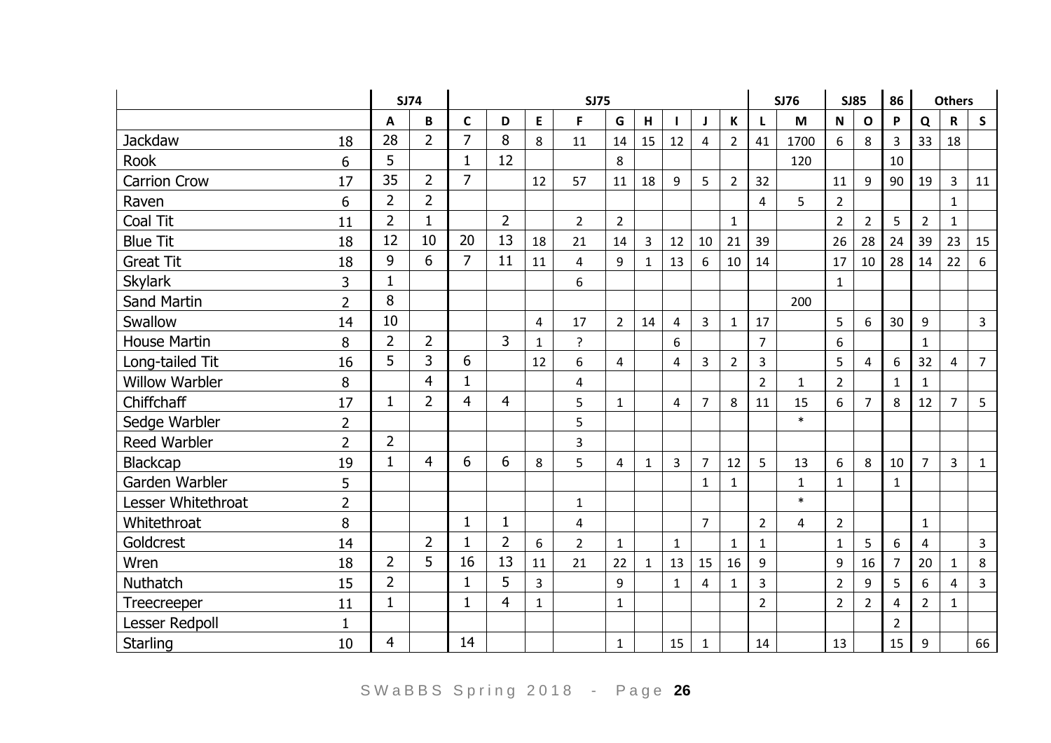| | | SJ74 | | SJ75 | | | | | | | | | SJ76 | | SJ85 | | 86 | Others | | |
|---|---|---|---|---|---|---|---|---|---|---|---|---|---|---|---|---|---|---|---|---|
| | | A | B | C | D | E | F | G | H | I | J | K | L | M | N | O | P | Q | R | S |
| Jackdaw | 18 | 28 | 2 | 7 | 8 | 8 | 11 | 14 | 15 | 12 | 4 | 2 | 41 | 1700 | 6 | 8 | 3 | 33 | 18 | |
| Rook | 6 | 5 | | 1 | 12 | | | 8 | | | | | | 120 | | | 10 | | | |
| Carrion Crow | 17 | 35 | 2 | 7 | | 12 | 57 | 11 | 18 | 9 | 5 | 2 | 32 | | 11 | 9 | 90 | 19 | 3 | 11 |
| Raven | 6 | 2 | 2 | | | | | | | | | | 4 | 5 | 2 | | | | 1 | |
| Coal Tit | 11 | 2 | 1 | | 2 | | 2 | 2 | | | | 1 | | | 2 | 2 | 5 | 2 | 1 | |
| Blue Tit | 18 | 12 | 10 | 20 | 13 | 18 | 21 | 14 | 3 | 12 | 10 | 21 | 39 | | 26 | 28 | 24 | 39 | 23 | 15 |
| Great Tit | 18 | 9 | 6 | 7 | 11 | 11 | 4 | 9 | 1 | 13 | 6 | 10 | 14 | | 17 | 10 | 28 | 14 | 22 | 6 |
| Skylark | 3 | 1 | | | | | 6 | | | | | | | | 1 | | | | | |
| Sand Martin | 2 | 8 | | | | | | | | | | | | 200 | | | | | | |
| Swallow | 14 | 10 | | | | 4 | 17 | 2 | 14 | 4 | 3 | 1 | 17 | | 5 | 6 | 30 | 9 | | 3 |
| House Martin | 8 | 2 | 2 | | 3 | 1 | ? | | | 6 | | | 7 | | 6 | | | 1 | | |
| Long-tailed Tit | 16 | 5 | 3 | 6 | | 12 | 6 | 4 | | 4 | 3 | 2 | 3 | | 5 | 4 | 6 | 32 | 4 | 7 |
| Willow Warbler | 8 | | 4 | 1 | | | 4 | | | | | | 2 | 1 | 2 | | 1 | 1 | | |
| Chiffchaff | 17 | 1 | 2 | 4 | 4 | | 5 | 1 | | 4 | 7 | 8 | 11 | 15 | 6 | 7 | 8 | 12 | 7 | 5 |
| Sedge Warbler | 2 | | | | | | 5 | | | | | | | * | | | | | | |
| Reed Warbler | 2 | 2 | | | | | 3 | | | | | | | | | | | | | |
| Blackcap | 19 | 1 | 4 | 6 | 6 | 8 | 5 | 4 | 1 | 3 | 7 | 12 | 5 | 13 | 6 | 8 | 10 | 7 | 3 | 1 |
| Garden Warbler | 5 | | | | | | | | | | 1 | 1 | | 1 | 1 | | 1 | | | |
| Lesser Whitethroat | 2 | | | | | | 1 | | | | | | | * | | | | | | |
| Whitethroat | 8 | | | 1 | 1 | | 4 | | | | 7 | | 2 | 4 | 2 | | | 1 | | |
| Goldcrest | 14 | | 2 | 1 | 2 | 6 | 2 | 1 | | 1 | | 1 | 1 | | 1 | 5 | 6 | 4 | | 3 |
| Wren | 18 | 2 | 5 | 16 | 13 | 11 | 21 | 22 | 1 | 13 | 15 | 16 | 9 | | 9 | 16 | 7 | 20 | 1 | 8 |
| Nuthatch | 15 | 2 | | 1 | 5 | 3 | | 9 | | 1 | 4 | 1 | 3 | | 2 | 9 | 5 | 6 | 4 | 3 |
| Treecreeper | 11 | 1 | | 1 | 4 | 1 | | 1 | | | | | 2 | | 2 | 2 | 4 | 2 | 1 | |
| Lesser Redpoll | 1 | | | | | | | | | | | | | | | | 2 | | | |
| Starling | 10 | 4 | | 14 | | | | 1 | | 15 | 1 | | 14 | | 13 | | 15 | 9 | | 66 |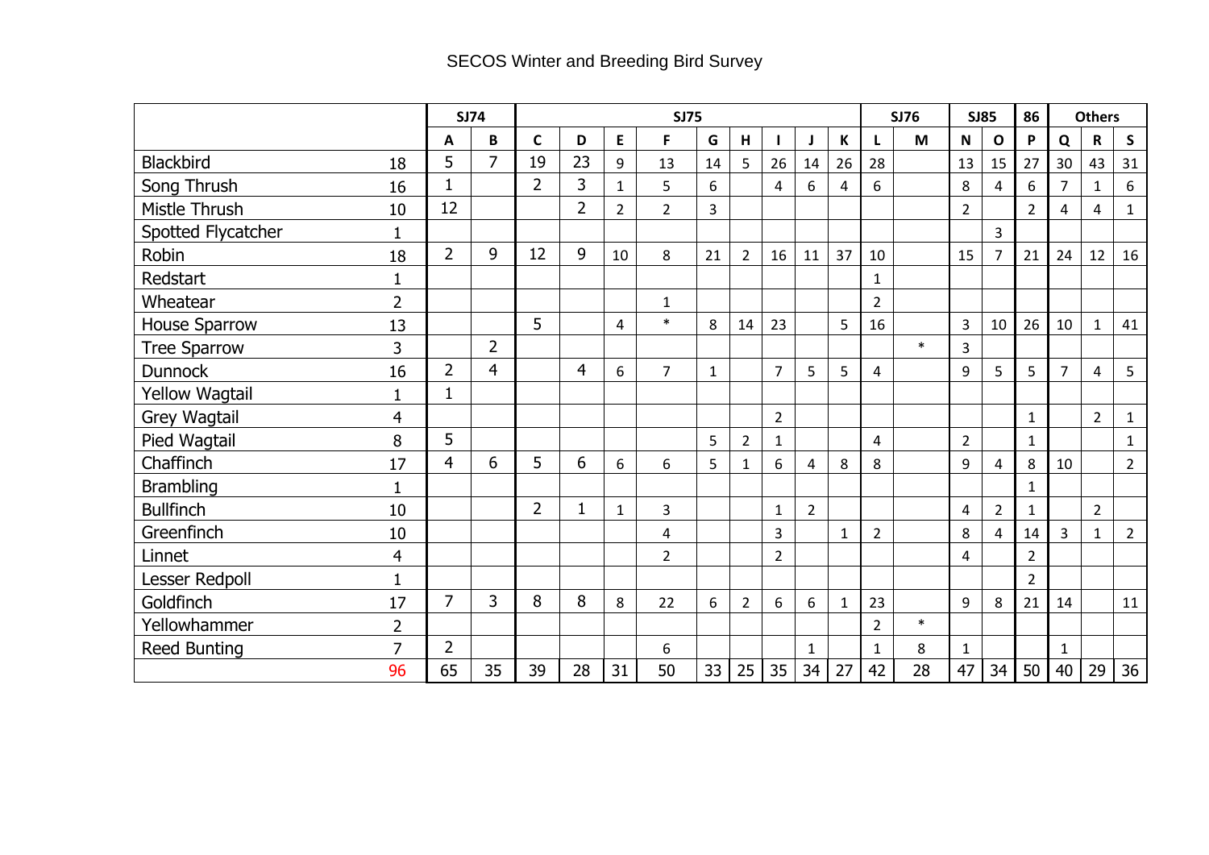# SECOS Winter and Breeding Bird Survey

| | | SJ74 | | SJ75 | | | | | | | | | SJ76 | | SJ85 | | 86 | Others | | |
|---|---|---|---|---|---|---|---|---|---|---|---|---|---|---|---|---|---|---|---|---|
| | | A | B | C | D | E | F | G | H | I | J | K | L | M | N | O | P | Q | R | S |
| Blackbird | 18 | 5 | 7 | 19 | 23 | 9 | 13 | 14 | 5 | 26 | 14 | 26 | 28 | | 13 | 15 | 27 | 30 | 43 | 31 |
| Song Thrush | 16 | 1 | | 2 | 3 | 1 | 5 | 6 | | 4 | 6 | 4 | 6 | | 8 | 4 | 6 | 7 | 1 | 6 |
| Mistle Thrush | 10 | 12 | | | 2 | 2 | 2 | 3 | | | | | | | 2 | | 2 | 4 | 4 | 1 |
| Spotted Flycatcher | 1 | | | | | | | | | | | | | | | 3 | | | | |
| Robin | 18 | 2 | 9 | 12 | 9 | 10 | 8 | 21 | 2 | 16 | 11 | 37 | 10 | | 15 | 7 | 21 | 24 | 12 | 16 |
| Redstart | 1 | | | | | | | | | | | | 1 | | | | | | | |
| Wheatear | 2 | | | | | | 1 | | | | | | 2 | | | | | | | |
| House Sparrow | 13 | | | 5 | | 4 | * | 8 | 14 | 23 | | 5 | 16 | | 3 | 10 | 26 | 10 | 1 | 41 |
| Tree Sparrow | 3 | | 2 | | | | | | | | | | | * | 3 | | | | | |
| Dunnock | 16 | 2 | 4 | | 4 | 6 | 7 | 1 | | 7 | 5 | 5 | 4 | | 9 | 5 | 5 | 7 | 4 | 5 |
| Yellow Wagtail | 1 | 1 | | | | | | | | | | | | | | | | | | |
| Grey Wagtail | 4 | | | | | | | | | 2 | | | | | | | 1 | | 2 | 1 |
| Pied Wagtail | 8 | 5 | | | | | | 5 | 2 | 1 | | | 4 | | 2 | | 1 | | | 1 |
| Chaffinch | 17 | 4 | 6 | 5 | 6 | 6 | 6 | 5 | 1 | 6 | 4 | 8 | 8 | | 9 | 4 | 8 | 10 | | 2 |
| Brambling | 1 | | | | | | | | | | | | | | | | 1 | | | |
| Bullfinch | 10 | | | 2 | 1 | 1 | 3 | | | 1 | 2 | | | | 4 | 2 | 1 | | 2 | |
| Greenfinch | 10 | | | | | | 4 | | | 3 | | 1 | 2 | | 8 | 4 | 14 | 3 | 1 | 2 |
| Linnet | 4 | | | | | | 2 | | | 2 | | | | | 4 | | 2 | | | |
| Lesser Redpoll | 1 | | | | | | | | | | | | | | | | 2 | | | |
| Goldfinch | 17 | 7 | 3 | 8 | 8 | 8 | 22 | 6 | 2 | 6 | 6 | 1 | 23 | | 9 | 8 | 21 | 14 | | 11 |
| Yellowhammer | 2 | | | | | | | | | | | | 2 | * | | | | | | |
| Reed Bunting | 7 | 2 | | | | | 6 | | | | 1 | | 1 | 8 | 1 | | | 1 | | |
| | 96 | 65 | 35 | 39 | 28 | 31 | 50 | 33 | 25 | 35 | 34 | 27 | 42 | 28 | 47 | 34 | 50 | 40 | 29 | 36 |